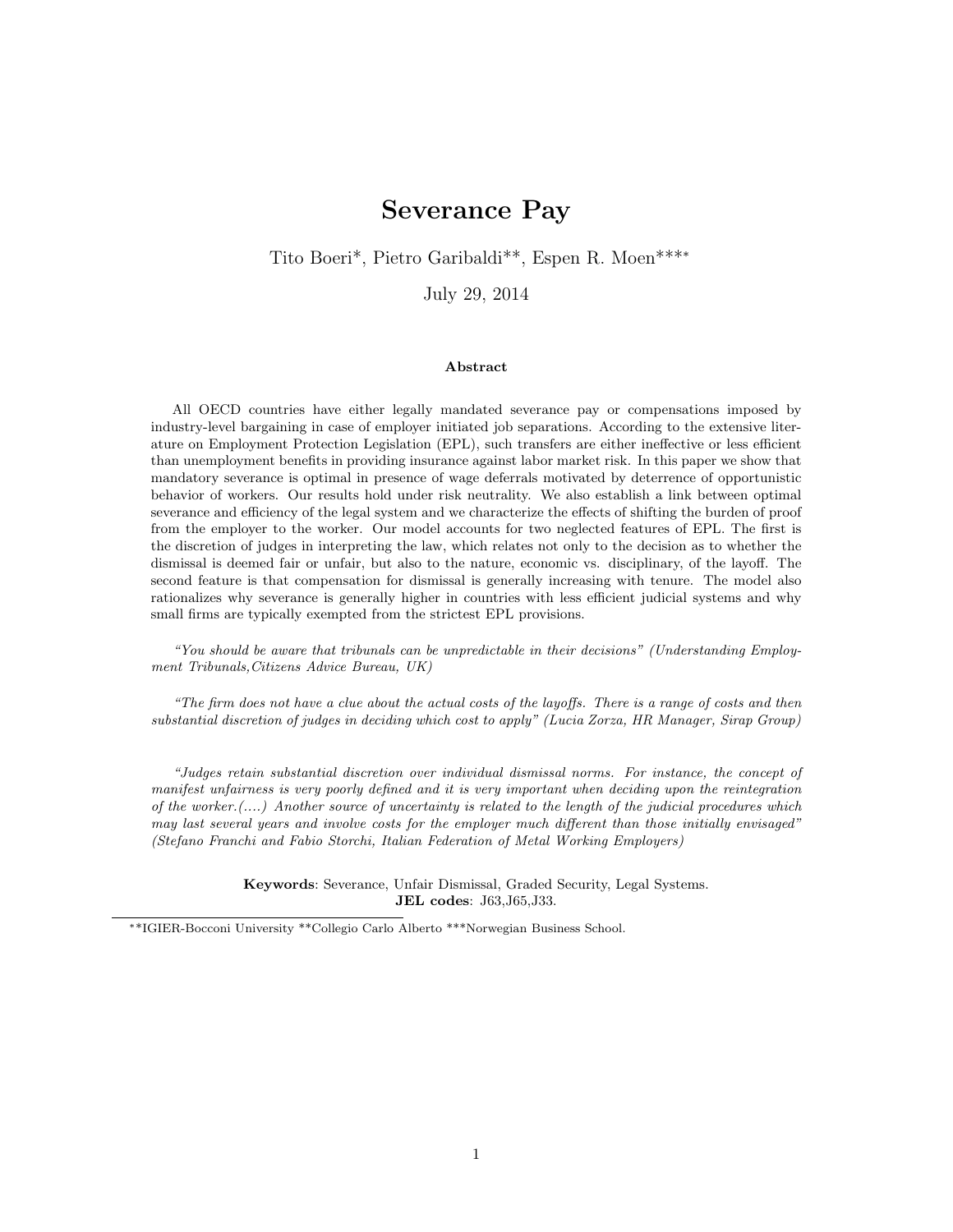# Severance Pay

Tito Boeri*, Pietro Garibaldi**, Espen R. Moen****

July 29, 2014

### Abstract

All OECD countries have either legally mandated severance pay or compensations imposed by industry-level bargaining in case of employer initiated job separations. According to the extensive literature on Employment Protection Legislation (EPL), such transfers are either ineffective or less efficient than unemployment benefits in providing insurance against labor market risk. In this paper we show that mandatory severance is optimal in presence of wage deferrals motivated by deterrence of opportunistic behavior of workers. Our results hold under risk neutrality. We also establish a link between optimal severance and efficiency of the legal system and we characterize the effects of shifting the burden of proof from the employer to the worker. Our model accounts for two neglected features of EPL. The first is the discretion of judges in interpreting the law, which relates not only to the decision as to whether the dismissal is deemed fair or unfair, but also to the nature, economic vs. disciplinary, of the layoff. The second feature is that compensation for dismissal is generally increasing with tenure. The model also rationalizes why severance is generally higher in countries with less efficient judicial systems and why small firms are typically exempted from the strictest EPL provisions.

*"You should be aware that tribunals can be unpredictable in their decisions" (Understanding Employment Tribunals,Citizens Advice Bureau, UK)*

*"The firm does not have a clue about the actual costs of the layoffs. There is a range of costs and then substantial discretion of judges in deciding which cost to apply" (Lucia Zorza, HR Manager, Sirap Group)*

*"Judges retain substantial discretion over individual dismissal norms. For instance, the concept of manifest unfairness is very poorly defined and it is very important when deciding upon the reintegration of the worker.(....) Another source of uncertainty is related to the length of the judicial procedures which may last several years and involve costs for the employer much different than those initially envisaged" (Stefano Franchi and Fabio Storchi, Italian Federation of Metal Working Employers)*

**Keywords**: Severance, Unfair Dismissal, Graded Security, Legal Systems.
**JEL codes**: J63,J65,J33.

---

**IGIER-Bocconi University **Collegio Carlo Alberto ***Norwegian Business School.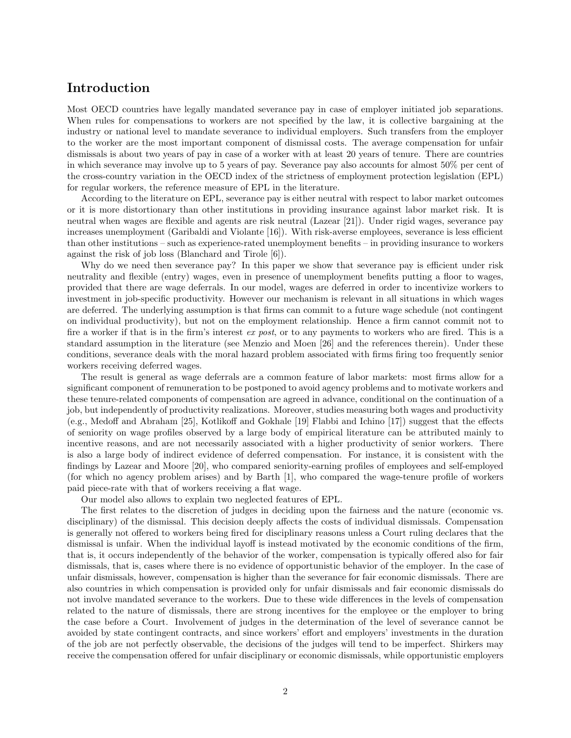## Introduction

Most OECD countries have legally mandated severance pay in case of employer initiated job separations. When rules for compensations to workers are not specified by the law, it is collective bargaining at the industry or national level to mandate severance to individual employers. Such transfers from the employer to the worker are the most important component of dismissal costs. The average compensation for unfair dismissals is about two years of pay in case of a worker with at least 20 years of tenure. There are countries in which severance may involve up to 5 years of pay. Severance pay also accounts for almost 50% per cent of the cross-country variation in the OECD index of the strictness of employment protection legislation (EPL) for regular workers, the reference measure of EPL in the literature.

According to the literature on EPL, severance pay is either neutral with respect to labor market outcomes or it is more distortionary than other institutions in providing insurance against labor market risk. It is neutral when wages are flexible and agents are risk neutral (Lazear [21]). Under rigid wages, severance pay increases unemployment (Garibaldi and Violante [16]). With risk-averse employees, severance is less efficient than other institutions – such as experience-rated unemployment benefits – in providing insurance to workers against the risk of job loss (Blanchard and Tirole [6]).

Why do we need then severance pay? In this paper we show that severance pay is efficient under risk neutrality and flexible (entry) wages, even in presence of unemployment benefits putting a floor to wages, provided that there are wage deferrals. In our model, wages are deferred in order to incentivize workers to investment in job-specific productivity. However our mechanism is relevant in all situations in which wages are deferred. The underlying assumption is that firms can commit to a future wage schedule (not contingent on individual productivity), but not on the employment relationship. Hence a firm cannot commit not to fire a worker if that is in the firm's interest *ex post*, or to any payments to workers who are fired. This is a standard assumption in the literature (see Menzio and Moen [26] and the references therein). Under these conditions, severance deals with the moral hazard problem associated with firms firing too frequently senior workers receiving deferred wages.

The result is general as wage deferrals are a common feature of labor markets: most firms allow for a significant component of remuneration to be postponed to avoid agency problems and to motivate workers and these tenure-related components of compensation are agreed in advance, conditional on the continuation of a job, but independently of productivity realizations. Moreover, studies measuring both wages and productivity (e.g., Medoff and Abraham [25], Kotlikoff and Gokhale [19] Flabbi and Ichino [17]) suggest that the effects of seniority on wage profiles observed by a large body of empirical literature can be attributed mainly to incentive reasons, and are not necessarily associated with a higher productivity of senior workers. There is also a large body of indirect evidence of deferred compensation. For instance, it is consistent with the findings by Lazear and Moore [20], who compared seniority-earning profiles of employees and self-employed (for which no agency problem arises) and by Barth [1], who compared the wage-tenure profile of workers paid piece-rate with that of workers receiving a flat wage.

Our model also allows to explain two neglected features of EPL.

The first relates to the discretion of judges in deciding upon the fairness and the nature (economic vs. disciplinary) of the dismissal. This decision deeply affects the costs of individual dismissals. Compensation is generally not offered to workers being fired for disciplinary reasons unless a Court ruling declares that the dismissal is unfair. When the individual layoff is instead motivated by the economic conditions of the firm, that is, it occurs independently of the behavior of the worker, compensation is typically offered also for fair dismissals, that is, cases where there is no evidence of opportunistic behavior of the employer. In the case of unfair dismissals, however, compensation is higher than the severance for fair economic dismissals. There are also countries in which compensation is provided only for unfair dismissals and fair economic dismissals do not involve mandated severance to the workers. Due to these wide differences in the levels of compensation related to the nature of dismissals, there are strong incentives for the employee or the employer to bring the case before a Court. Involvement of judges in the determination of the level of severance cannot be avoided by state contingent contracts, and since workers' effort and employers' investments in the duration of the job are not perfectly observable, the decisions of the judges will tend to be imperfect. Shirkers may receive the compensation offered for unfair disciplinary or economic dismissals, while opportunistic employers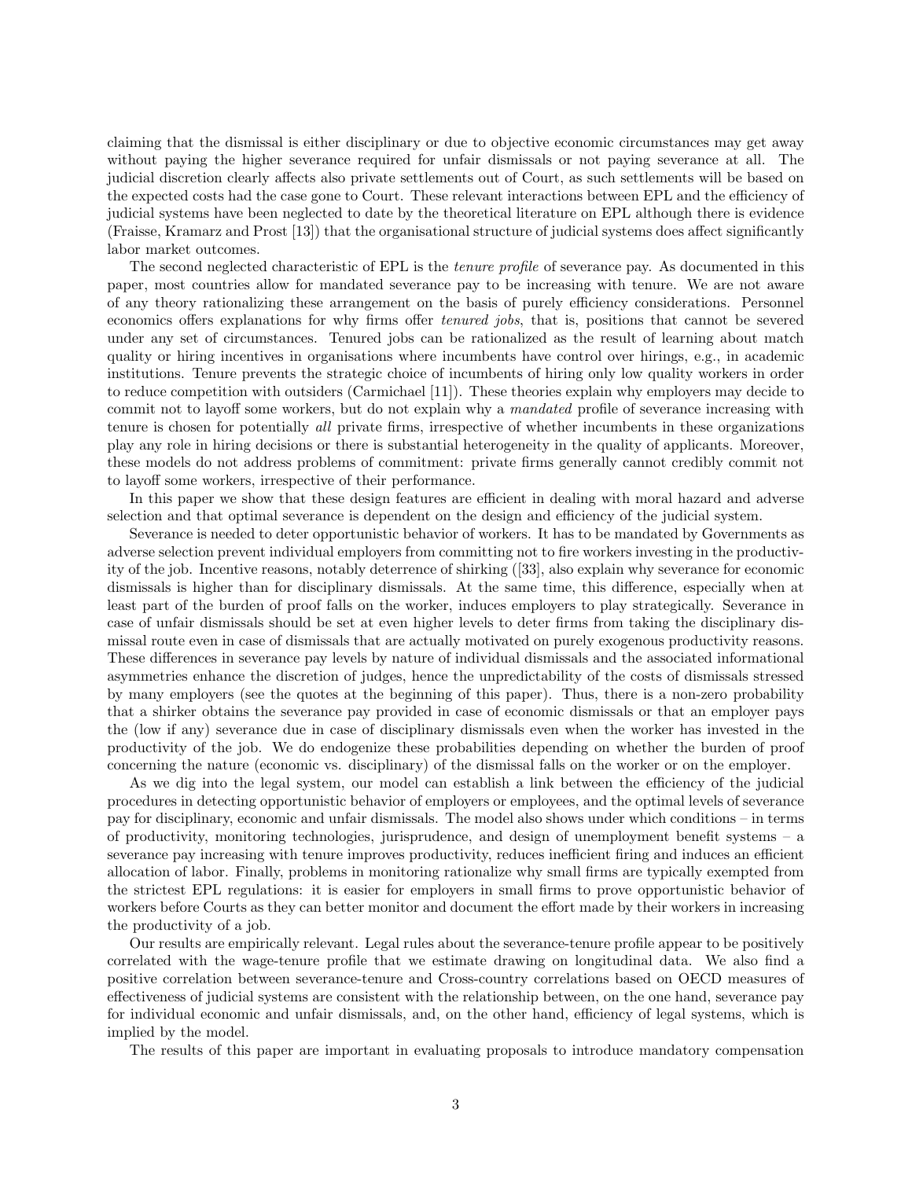claiming that the dismissal is either disciplinary or due to objective economic circumstances may get away without paying the higher severance required for unfair dismissals or not paying severance at all. The judicial discretion clearly affects also private settlements out of Court, as such settlements will be based on the expected costs had the case gone to Court. These relevant interactions between EPL and the efficiency of judicial systems have been neglected to date by the theoretical literature on EPL although there is evidence (Fraisse, Kramarz and Prost [13]) that the organisational structure of judicial systems does affect significantly labor market outcomes.

The second neglected characteristic of EPL is the *tenure profile* of severance pay. As documented in this paper, most countries allow for mandated severance pay to be increasing with tenure. We are not aware of any theory rationalizing these arrangement on the basis of purely efficiency considerations. Personnel economics offers explanations for why firms offer *tenured jobs*, that is, positions that cannot be severed under any set of circumstances. Tenured jobs can be rationalized as the result of learning about match quality or hiring incentives in organisations where incumbents have control over hirings, e.g., in academic institutions. Tenure prevents the strategic choice of incumbents of hiring only low quality workers in order to reduce competition with outsiders (Carmichael [11]). These theories explain why employers may decide to commit not to layoff some workers, but do not explain why a *mandated* profile of severance increasing with tenure is chosen for potentially *all* private firms, irrespective of whether incumbents in these organizations play any role in hiring decisions or there is substantial heterogeneity in the quality of applicants. Moreover, these models do not address problems of commitment: private firms generally cannot credibly commit not to layoff some workers, irrespective of their performance.

In this paper we show that these design features are efficient in dealing with moral hazard and adverse selection and that optimal severance is dependent on the design and efficiency of the judicial system.

Severance is needed to deter opportunistic behavior of workers. It has to be mandated by Governments as adverse selection prevent individual employers from committing not to fire workers investing in the productivity of the job. Incentive reasons, notably deterrence of shirking ([33], also explain why severance for economic dismissals is higher than for disciplinary dismissals. At the same time, this difference, especially when at least part of the burden of proof falls on the worker, induces employers to play strategically. Severance in case of unfair dismissals should be set at even higher levels to deter firms from taking the disciplinary dismissal route even in case of dismissals that are actually motivated on purely exogenous productivity reasons. These differences in severance pay levels by nature of individual dismissals and the associated informational asymmetries enhance the discretion of judges, hence the unpredictability of the costs of dismissals stressed by many employers (see the quotes at the beginning of this paper). Thus, there is a non-zero probability that a shirker obtains the severance pay provided in case of economic dismissals or that an employer pays the (low if any) severance due in case of disciplinary dismissals even when the worker has invested in the productivity of the job. We do endogenize these probabilities depending on whether the burden of proof concerning the nature (economic vs. disciplinary) of the dismissal falls on the worker or on the employer.

As we dig into the legal system, our model can establish a link between the efficiency of the judicial procedures in detecting opportunistic behavior of employers or employees, and the optimal levels of severance pay for disciplinary, economic and unfair dismissals. The model also shows under which conditions – in terms of productivity, monitoring technologies, jurisprudence, and design of unemployment benefit systems – a severance pay increasing with tenure improves productivity, reduces inefficient firing and induces an efficient allocation of labor. Finally, problems in monitoring rationalize why small firms are typically exempted from the strictest EPL regulations: it is easier for employers in small firms to prove opportunistic behavior of workers before Courts as they can better monitor and document the effort made by their workers in increasing the productivity of a job.

Our results are empirically relevant. Legal rules about the severance-tenure profile appear to be positively correlated with the wage-tenure profile that we estimate drawing on longitudinal data. We also find a positive correlation between severance-tenure and Cross-country correlations based on OECD measures of effectiveness of judicial systems are consistent with the relationship between, on the one hand, severance pay for individual economic and unfair dismissals, and, on the other hand, efficiency of legal systems, which is implied by the model.

The results of this paper are important in evaluating proposals to introduce mandatory compensation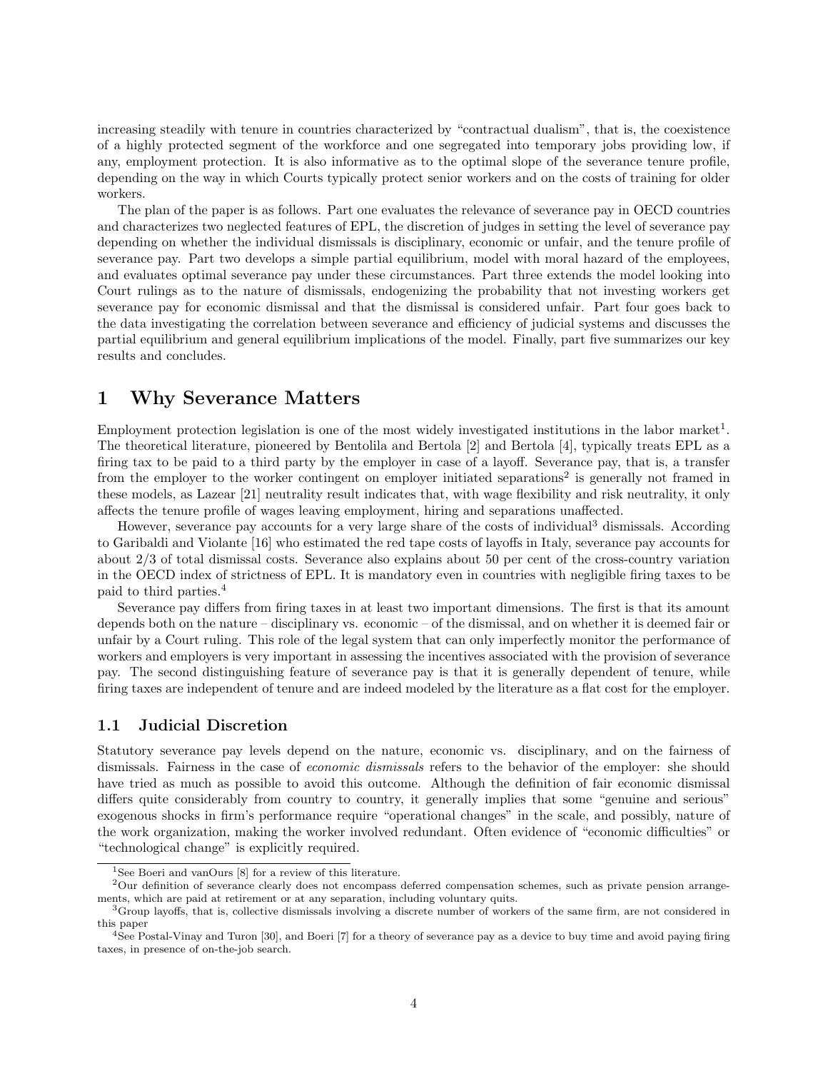increasing steadily with tenure in countries characterized by "contractual dualism", that is, the coexistence of a highly protected segment of the workforce and one segregated into temporary jobs providing low, if any, employment protection. It is also informative as to the optimal slope of the severance tenure profile, depending on the way in which Courts typically protect senior workers and on the costs of training for older workers.

The plan of the paper is as follows. Part one evaluates the relevance of severance pay in OECD countries and characterizes two neglected features of EPL, the discretion of judges in setting the level of severance pay depending on whether the individual dismissals is disciplinary, economic or unfair, and the tenure profile of severance pay. Part two develops a simple partial equilibrium, model with moral hazard of the employees, and evaluates optimal severance pay under these circumstances. Part three extends the model looking into Court rulings as to the nature of dismissals, endogenizing the probability that not investing workers get severance pay for economic dismissal and that the dismissal is considered unfair. Part four goes back to the data investigating the correlation between severance and efficiency of judicial systems and discusses the partial equilibrium and general equilibrium implications of the model. Finally, part five summarizes our key results and concludes.

# 1 Why Severance Matters

Employment protection legislation is one of the most widely investigated institutions in the labor market[1]. The theoretical literature, pioneered by Bentolila and Bertola [2] and Bertola [4], typically treats EPL as a firing tax to be paid to a third party by the employer in case of a layoff. Severance pay, that is, a transfer from the employer to the worker contingent on employer initiated separations[2] is generally not framed in these models, as Lazear [21] neutrality result indicates that, with wage flexibility and risk neutrality, it only affects the tenure profile of wages leaving employment, hiring and separations unaffected.

However, severance pay accounts for a very large share of the costs of individual[3] dismissals. According to Garibaldi and Violante [16] who estimated the red tape costs of layoffs in Italy, severance pay accounts for about 2/3 of total dismissal costs. Severance also explains about 50 per cent of the cross-country variation in the OECD index of strictness of EPL. It is mandatory even in countries with negligible firing taxes to be paid to third parties.[4]

Severance pay differs from firing taxes in at least two important dimensions. The first is that its amount depends both on the nature – disciplinary vs. economic – of the dismissal, and on whether it is deemed fair or unfair by a Court ruling. This role of the legal system that can only imperfectly monitor the performance of workers and employers is very important in assessing the incentives associated with the provision of severance pay. The second distinguishing feature of severance pay is that it is generally dependent of tenure, while firing taxes are independent of tenure and are indeed modeled by the literature as a flat cost for the employer.

## 1.1 Judicial Discretion

Statutory severance pay levels depend on the nature, economic vs. disciplinary, and on the fairness of dismissals. Fairness in the case of *economic dismissals* refers to the behavior of the employer: she should have tried as much as possible to avoid this outcome. Although the definition of fair economic dismissal differs quite considerably from country to country, it generally implies that some "genuine and serious" exogenous shocks in firm's performance require "operational changes" in the scale, and possibly, nature of the work organization, making the worker involved redundant. Often evidence of "economic difficulties" or "technological change" is explicitly required.

[1] See Boeri and vanOurs [8] for a review of this literature.

[2] Our definition of severance clearly does not encompass deferred compensation schemes, such as private pension arrangements, which are paid at retirement or at any separation, including voluntary quits.

[3] Group layoffs, that is, collective dismissals involving a discrete number of workers of the same firm, are not considered in this paper

[4] See Postal-Vinay and Turon [30], and Boeri [7] for a theory of severance pay as a device to buy time and avoid paying firing taxes, in presence of on-the-job search.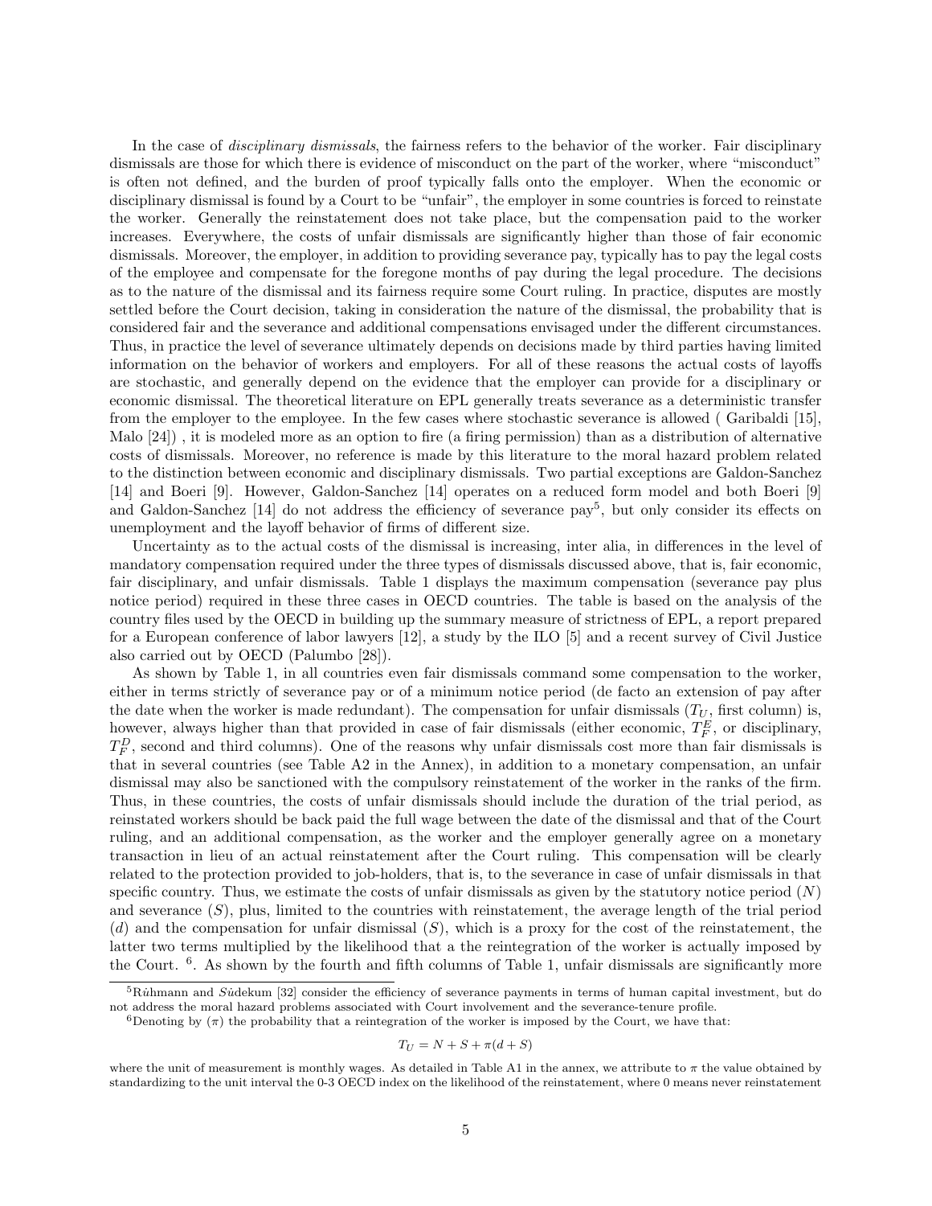In the case of *disciplinary dismissals*, the fairness refers to the behavior of the worker. Fair disciplinary dismissals are those for which there is evidence of misconduct on the part of the worker, where "misconduct" is often not defined, and the burden of proof typically falls onto the employer. When the economic or disciplinary dismissal is found by a Court to be "unfair", the employer in some countries is forced to reinstate the worker. Generally the reinstatement does not take place, but the compensation paid to the worker increases. Everywhere, the costs of unfair dismissals are significantly higher than those of fair economic dismissals. Moreover, the employer, in addition to providing severance pay, typically has to pay the legal costs of the employee and compensate for the foregone months of pay during the legal procedure. The decisions as to the nature of the dismissal and its fairness require some Court ruling. In practice, disputes are mostly settled before the Court decision, taking in consideration the nature of the dismissal, the probability that is considered fair and the severance and additional compensations envisaged under the different circumstances. Thus, in practice the level of severance ultimately depends on decisions made by third parties having limited information on the behavior of workers and employers. For all of these reasons the actual costs of layoffs are stochastic, and generally depend on the evidence that the employer can provide for a disciplinary or economic dismissal. The theoretical literature on EPL generally treats severance as a deterministic transfer from the employer to the employee. In the few cases where stochastic severance is allowed ( Garibaldi [15], Malo [24]) , it is modeled more as an option to fire (a firing permission) than as a distribution of alternative costs of dismissals. Moreover, no reference is made by this literature to the moral hazard problem related to the distinction between economic and disciplinary dismissals. Two partial exceptions are Galdon-Sanchez [14] and Boeri [9]. However, Galdon-Sanchez [14] operates on a reduced form model and both Boeri [9] and Galdon-Sanchez [14] do not address the efficiency of severance pay[5], but only consider its effects on unemployment and the layoff behavior of firms of different size.

Uncertainty as to the actual costs of the dismissal is increasing, inter alia, in differences in the level of mandatory compensation required under the three types of dismissals discussed above, that is, fair economic, fair disciplinary, and unfair dismissals. Table 1 displays the maximum compensation (severance pay plus notice period) required in these three cases in OECD countries. The table is based on the analysis of the country files used by the OECD in building up the summary measure of strictness of EPL, a report prepared for a European conference of labor lawyers [12], a study by the ILO [5] and a recent survey of Civil Justice also carried out by OECD (Palumbo [28]).

As shown by Table 1, in all countries even fair dismissals command some compensation to the worker, either in terms strictly of severance pay or of a minimum notice period (de facto an extension of pay after the date when the worker is made redundant). The compensation for unfair dismissals ($T_U$, first column) is, however, always higher than that provided in case of fair dismissals (either economic, $T_F^E$, or disciplinary, $T_F^D$, second and third columns). One of the reasons why unfair dismissals cost more than fair dismissals is that in several countries (see Table A2 in the Annex), in addition to a monetary compensation, an unfair dismissal may also be sanctioned with the compulsory reinstatement of the worker in the ranks of the firm. Thus, in these countries, the costs of unfair dismissals should include the duration of the trial period, as reinstated workers should be back paid the full wage between the date of the dismissal and that of the Court ruling, and an additional compensation, as the worker and the employer generally agree on a monetary transaction in lieu of an actual reinstatement after the Court ruling. This compensation will be clearly related to the protection provided to job-holders, that is, to the severance in case of unfair dismissals in that specific country. Thus, we estimate the costs of unfair dismissals as given by the statutory notice period ($N$) and severance ($S$), plus, limited to the countries with reinstatement, the average length of the trial period ($d$) and the compensation for unfair dismissal ($S$), which is a proxy for the cost of the reinstatement, the latter two terms multiplied by the likelihood that a the reintegration of the worker is actually imposed by the Court. [6]. As shown by the fourth and fifth columns of Table 1, unfair dismissals are significantly more

---

[5] Rühmann and Südekum [32] consider the efficiency of severance payments in terms of human capital investment, but do not address the moral hazard problems associated with Court involvement and the severance-tenure profile.

[6] Denoting by ($\pi$) the probability that a reintegration of the worker is imposed by the Court, we have that:

$$T_U = N + S + \pi(d + S)$$

where the unit of measurement is monthly wages. As detailed in Table A1 in the annex, we attribute to $\pi$ the value obtained by standardizing to the unit interval the 0-3 OECD index on the likelihood of the reinstatement, where 0 means never reinstatement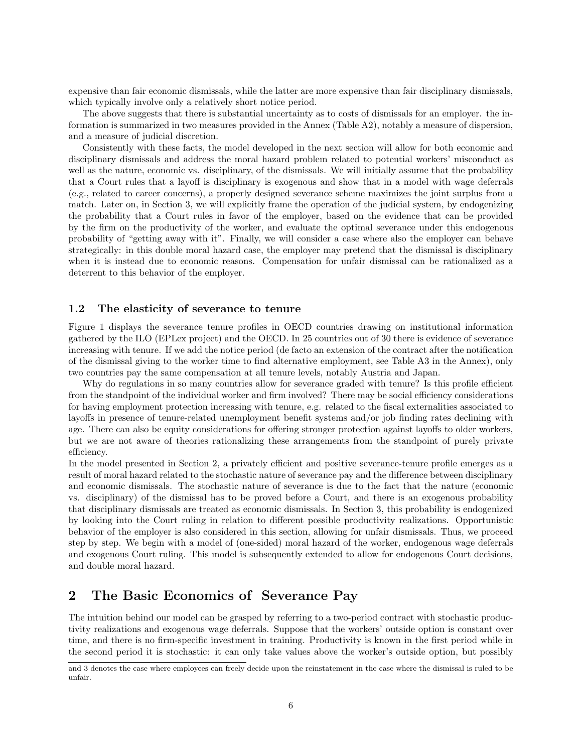expensive than fair economic dismissals, while the latter are more expensive than fair disciplinary dismissals, which typically involve only a relatively short notice period.

The above suggests that there is substantial uncertainty as to costs of dismissals for an employer. the information is summarized in two measures provided in the Annex (Table A2), notably a measure of dispersion, and a measure of judicial discretion.

Consistently with these facts, the model developed in the next section will allow for both economic and disciplinary dismissals and address the moral hazard problem related to potential workers' misconduct as well as the nature, economic vs. disciplinary, of the dismissals. We will initially assume that the probability that a Court rules that a layoff is disciplinary is exogenous and show that in a model with wage deferrals (e.g., related to career concerns), a properly designed severance scheme maximizes the joint surplus from a match. Later on, in Section 3, we will explicitly frame the operation of the judicial system, by endogenizing the probability that a Court rules in favor of the employer, based on the evidence that can be provided by the firm on the productivity of the worker, and evaluate the optimal severance under this endogenous probability of "getting away with it". Finally, we will consider a case where also the employer can behave strategically: in this double moral hazard case, the employer may pretend that the dismissal is disciplinary when it is instead due to economic reasons. Compensation for unfair dismissal can be rationalized as a deterrent to this behavior of the employer.

### 1.2 The elasticity of severance to tenure

Figure 1 displays the severance tenure profiles in OECD countries drawing on institutional information gathered by the ILO (EPLex project) and the OECD. In 25 countries out of 30 there is evidence of severance increasing with tenure. If we add the notice period (de facto an extension of the contract after the notification of the dismissal giving to the worker time to find alternative employment, see Table A3 in the Annex), only two countries pay the same compensation at all tenure levels, notably Austria and Japan.

Why do regulations in so many countries allow for severance graded with tenure? Is this profile efficient from the standpoint of the individual worker and firm involved? There may be social efficiency considerations for having employment protection increasing with tenure, e.g. related to the fiscal externalities associated to layoffs in presence of tenure-related unemployment benefit systems and/or job finding rates declining with age. There can also be equity considerations for offering stronger protection against layoffs to older workers, but we are not aware of theories rationalizing these arrangements from the standpoint of purely private efficiency.

In the model presented in Section 2, a privately efficient and positive severance-tenure profile emerges as a result of moral hazard related to the stochastic nature of severance pay and the difference between disciplinary and economic dismissals. The stochastic nature of severance is due to the fact that the nature (economic vs. disciplinary) of the dismissal has to be proved before a Court, and there is an exogenous probability that disciplinary dismissals are treated as economic dismissals. In Section 3, this probability is endogenized by looking into the Court ruling in relation to different possible productivity realizations. Opportunistic behavior of the employer is also considered in this section, allowing for unfair dismissals. Thus, we proceed step by step. We begin with a model of (one-sided) moral hazard of the worker, endogenous wage deferrals and exogenous Court ruling. This model is subsequently extended to allow for endogenous Court decisions, and double moral hazard.

## 2 The Basic Economics of Severance Pay

The intuition behind our model can be grasped by referring to a two-period contract with stochastic productivity realizations and exogenous wage deferrals. Suppose that the workers' outside option is constant over time, and there is no firm-specific investment in training. Productivity is known in the first period while in the second period it is stochastic: it can only take values above the worker's outside option, but possibly

and 3 denotes the case where employees can freely decide upon the reinstatement in the case where the dismissal is ruled to be unfair.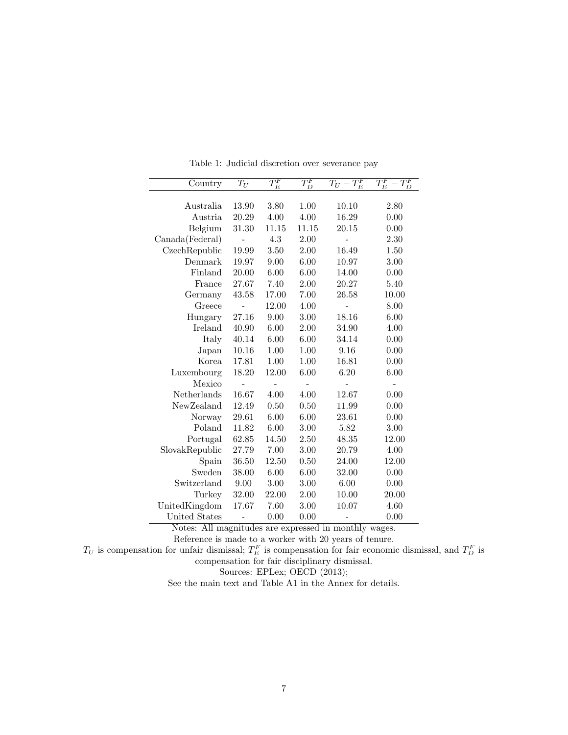Table 1: Judicial discretion over severance pay

| Country | $T_U$ | $T_E^F$ | $T_D^F$ | $T_U - T_E^F$ | $T_E^F - T_D^F$ |
|---|---|---|---|---|---|
| Australia | 13.90 | 3.80 | 1.00 | 10.10 | 2.80 |
| Austria | 20.29 | 4.00 | 4.00 | 16.29 | 0.00 |
| Belgium | 31.30 | 11.15 | 11.15 | 20.15 | 0.00 |
| Canada(Federal) | - | 4.3 | 2.00 | - | 2.30 |
| CzechRepublic | 19.99 | 3.50 | 2.00 | 16.49 | 1.50 |
| Denmark | 19.97 | 9.00 | 6.00 | 10.97 | 3.00 |
| Finland | 20.00 | 6.00 | 6.00 | 14.00 | 0.00 |
| France | 27.67 | 7.40 | 2.00 | 20.27 | 5.40 |
| Germany | 43.58 | 17.00 | 7.00 | 26.58 | 10.00 |
| Greece | - | 12.00 | 4.00 | - | 8.00 |
| Hungary | 27.16 | 9.00 | 3.00 | 18.16 | 6.00 |
| Ireland | 40.90 | 6.00 | 2.00 | 34.90 | 4.00 |
| Italy | 40.14 | 6.00 | 6.00 | 34.14 | 0.00 |
| Japan | 10.16 | 1.00 | 1.00 | 9.16 | 0.00 |
| Korea | 17.81 | 1.00 | 1.00 | 16.81 | 0.00 |
| Luxembourg | 18.20 | 12.00 | 6.00 | 6.20 | 6.00 |
| Mexico | - | - | - | - | - |
| Netherlands | 16.67 | 4.00 | 4.00 | 12.67 | 0.00 |
| NewZealand | 12.49 | 0.50 | 0.50 | 11.99 | 0.00 |
| Norway | 29.61 | 6.00 | 6.00 | 23.61 | 0.00 |
| Poland | 11.82 | 6.00 | 3.00 | 5.82 | 3.00 |
| Portugal | 62.85 | 14.50 | 2.50 | 48.35 | 12.00 |
| SlovakRepublic | 27.79 | 7.00 | 3.00 | 20.79 | 4.00 |
| Spain | 36.50 | 12.50 | 0.50 | 24.00 | 12.00 |
| Sweden | 38.00 | 6.00 | 6.00 | 32.00 | 0.00 |
| Switzerland | 9.00 | 3.00 | 3.00 | 6.00 | 0.00 |
| Turkey | 32.00 | 22.00 | 2.00 | 10.00 | 20.00 |
| UnitedKingdom | 17.67 | 7.60 | 3.00 | 10.07 | 4.60 |
| United States | - | 0.00 | 0.00 | - | 0.00 |

Notes: All magnitudes are expressed in monthly wages.
Reference is made to a worker with 20 years of tenure.
$T_U$ is compensation for unfair dismissal; $T_E^F$ is compensation for fair economic dismissal, and $T_D^F$ is compensation for fair disciplinary dismissal.
Sources: EPLex; OECD (2013);
See the main text and Table A1 in the Annex for details.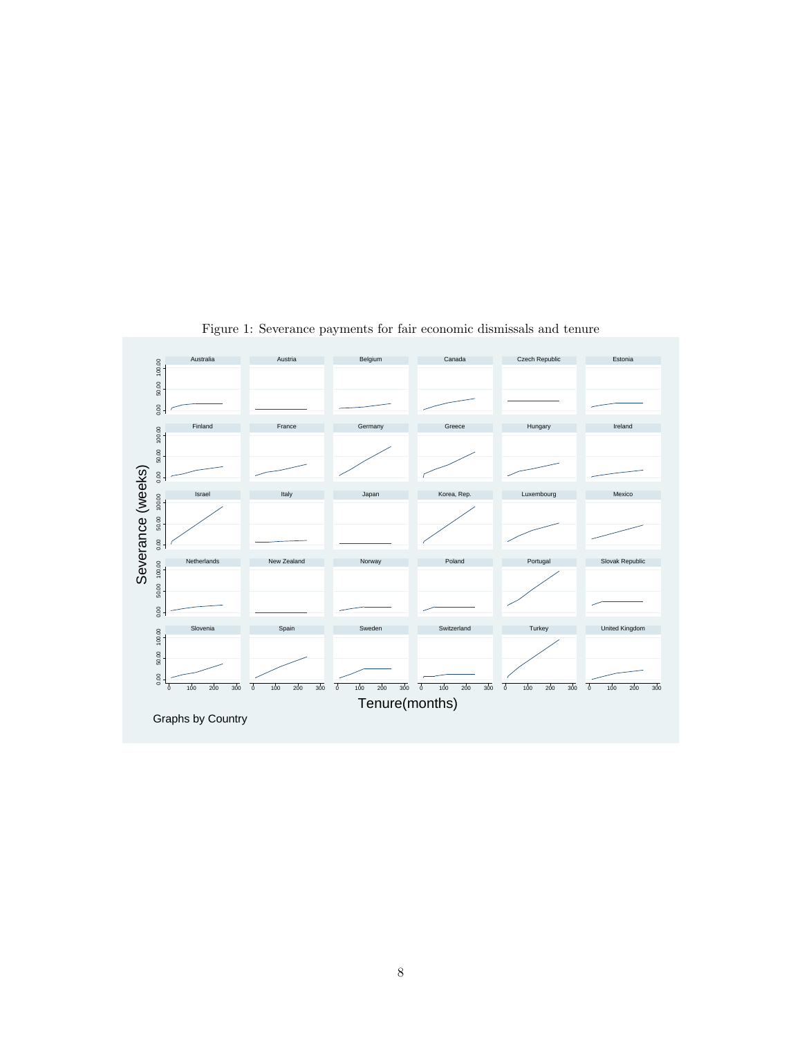Figure 1: Severance payments for fair economic dismissals and tenure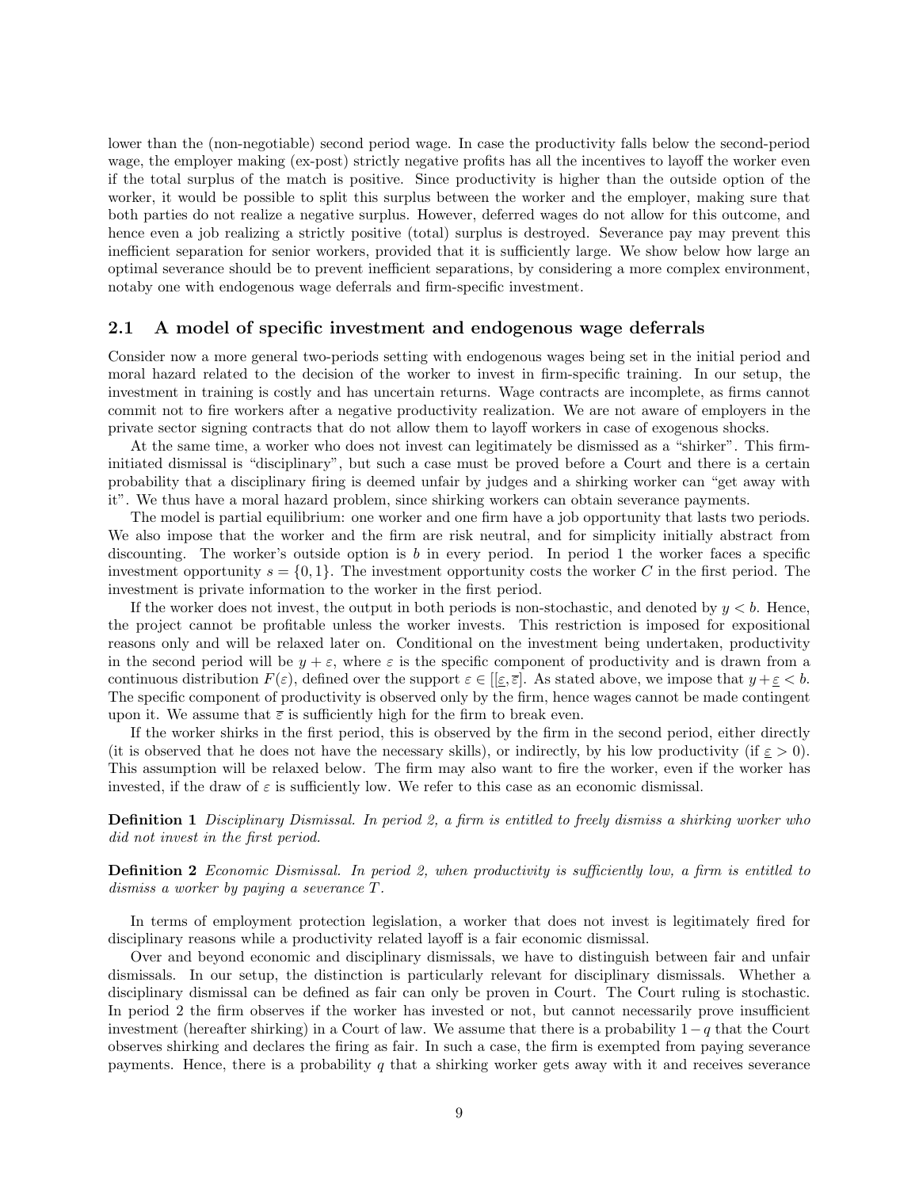lower than the (non-negotiable) second period wage. In case the productivity falls below the second-period wage, the employer making (ex-post) strictly negative profits has all the incentives to layoff the worker even if the total surplus of the match is positive. Since productivity is higher than the outside option of the worker, it would be possible to split this surplus between the worker and the employer, making sure that both parties do not realize a negative surplus. However, deferred wages do not allow for this outcome, and hence even a job realizing a strictly positive (total) surplus is destroyed. Severance pay may prevent this inefficient separation for senior workers, provided that it is sufficiently large. We show below how large an optimal severance should be to prevent inefficient separations, by considering a more complex environment, notaby one with endogenous wage deferrals and firm-specific investment.

## 2.1 A model of specific investment and endogenous wage deferrals

Consider now a more general two-periods setting with endogenous wages being set in the initial period and moral hazard related to the decision of the worker to invest in firm-specific training. In our setup, the investment in training is costly and has uncertain returns. Wage contracts are incomplete, as firms cannot commit not to fire workers after a negative productivity realization. We are not aware of employers in the private sector signing contracts that do not allow them to layoff workers in case of exogenous shocks.

At the same time, a worker who does not invest can legitimately be dismissed as a "shirker". This firm-initiated dismissal is "disciplinary", but such a case must be proved before a Court and there is a certain probability that a disciplinary firing is deemed unfair by judges and a shirking worker can "get away with it". We thus have a moral hazard problem, since shirking workers can obtain severance payments.

The model is partial equilibrium: one worker and one firm have a job opportunity that lasts two periods. We also impose that the worker and the firm are risk neutral, and for simplicity initially abstract from discounting. The worker's outside option is $b$ in every period. In period 1 the worker faces a specific investment opportunity $s = \{0, 1\}$. The investment opportunity costs the worker $C$ in the first period. The investment is private information to the worker in the first period.

If the worker does not invest, the output in both periods is non-stochastic, and denoted by $y < b$. Hence, the project cannot be profitable unless the worker invests. This restriction is imposed for expositional reasons only and will be relaxed later on. Conditional on the investment being undertaken, productivity in the second period will be $y + \varepsilon$, where $\varepsilon$ is the specific component of productivity and is drawn from a continuous distribution $F(\varepsilon)$, defined over the support $\varepsilon \in [[\underline{\varepsilon}, \overline{\varepsilon}]$. As stated above, we impose that $y + \underline{\varepsilon} < b$. The specific component of productivity is observed only by the firm, hence wages cannot be made contingent upon it. We assume that $\overline{\varepsilon}$ is sufficiently high for the firm to break even.

If the worker shirks in the first period, this is observed by the firm in the second period, either directly (it is observed that he does not have the necessary skills), or indirectly, by his low productivity (if $\underline{\varepsilon} > 0$). This assumption will be relaxed below. The firm may also want to fire the worker, even if the worker has invested, if the draw of $\varepsilon$ is sufficiently low. We refer to this case as an economic dismissal.

**Definition 1** *Disciplinary Dismissal. In period 2, a firm is entitled to freely dismiss a shirking worker who did not invest in the first period.*

**Definition 2** *Economic Dismissal. In period 2, when productivity is sufficiently low, a firm is entitled to dismiss a worker by paying a severance $T$.*

In terms of employment protection legislation, a worker that does not invest is legitimately fired for disciplinary reasons while a productivity related layoff is a fair economic dismissal.

Over and beyond economic and disciplinary dismissals, we have to distinguish between fair and unfair dismissals. In our setup, the distinction is particularly relevant for disciplinary dismissals. Whether a disciplinary dismissal can be defined as fair can only be proven in Court. The Court ruling is stochastic. In period 2 the firm observes if the worker has invested or not, but cannot necessarily prove insufficient investment (hereafter shirking) in a Court of law. We assume that there is a probability $1 - q$ that the Court observes shirking and declares the firing as fair. In such a case, the firm is exempted from paying severance payments. Hence, there is a probability $q$ that a shirking worker gets away with it and receives severance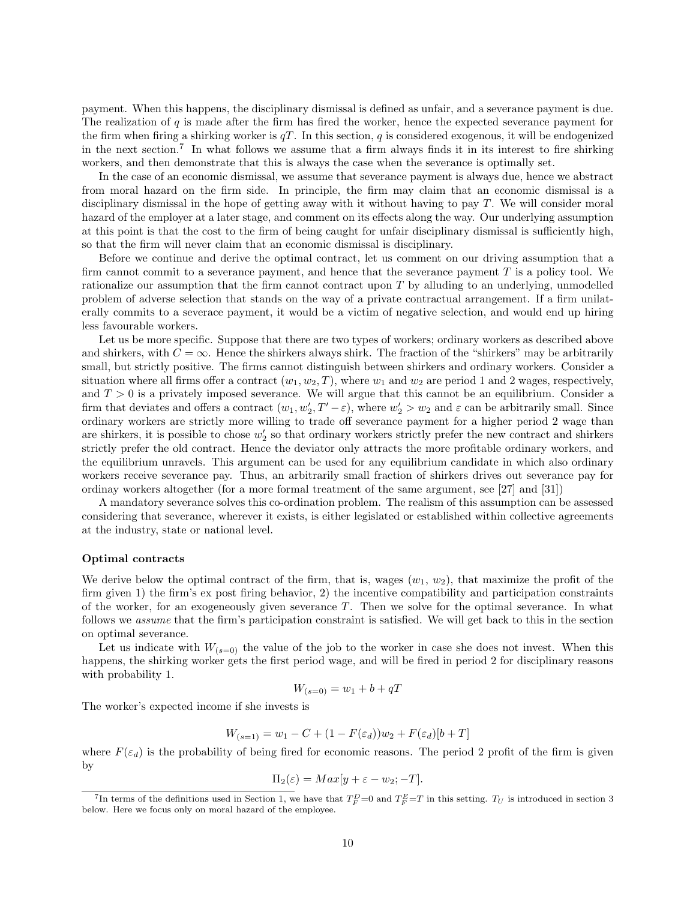payment. When this happens, the disciplinary dismissal is defined as unfair, and a severance payment is due. The realization of $q$ is made after the firm has fired the worker, hence the expected severance payment for the firm when firing a shirking worker is $qT$. In this section, $q$ is considered exogenous, it will be endogenized in the next section.[7] In what follows we assume that a firm always finds it in its interest to fire shirking workers, and then demonstrate that this is always the case when the severance is optimally set.

In the case of an economic dismissal, we assume that severance payment is always due, hence we abstract from moral hazard on the firm side. In principle, the firm may claim that an economic dismissal is a disciplinary dismissal in the hope of getting away with it without having to pay $T$. We will consider moral hazard of the employer at a later stage, and comment on its effects along the way. Our underlying assumption at this point is that the cost to the firm of being caught for unfair disciplinary dismissal is sufficiently high, so that the firm will never claim that an economic dismissal is disciplinary.

Before we continue and derive the optimal contract, let us comment on our driving assumption that a firm cannot commit to a severance payment, and hence that the severance payment $T$ is a policy tool. We rationalize our assumption that the firm cannot contract upon $T$ by alluding to an underlying, unmodelled problem of adverse selection that stands on the way of a private contractual arrangement. If a firm unilaterally commits to a severace payment, it would be a victim of negative selection, and would end up hiring less favourable workers.

Let us be more specific. Suppose that there are two types of workers; ordinary workers as described above and shirkers, with $C = \infty$. Hence the shirkers always shirk. The fraction of the "shirkers" may be arbitrarily small, but strictly positive. The firms cannot distinguish between shirkers and ordinary workers. Consider a situation where all firms offer a contract $(w_1, w_2, T)$, where $w_1$ and $w_2$ are period 1 and 2 wages, respectively, and $T > 0$ is a privately imposed severance. We will argue that this cannot be an equilibrium. Consider a firm that deviates and offers a contract $(w_1, w_2', T' - \varepsilon)$, where $w_2' > w_2$ and $\varepsilon$ can be arbitrarily small. Since ordinary workers are strictly more willing to trade off severance payment for a higher period 2 wage than are shirkers, it is possible to chose $w_2'$ so that ordinary workers strictly prefer the new contract and shirkers strictly prefer the old contract. Hence the deviator only attracts the more profitable ordinary workers, and the equilibrium unravels. This argument can be used for any equilibrium candidate in which also ordinary workers receive severance pay. Thus, an arbitrarily small fraction of shirkers drives out severance pay for ordinay workers altogether (for a more formal treatment of the same argument, see [27] and [31])

A mandatory severance solves this co-ordination problem. The realism of this assumption can be assessed considering that severance, wherever it exists, is either legislated or established within collective agreements at the industry, state or national level.

**Optimal contracts**

We derive below the optimal contract of the firm, that is, wages ($w_1$, $w_2$), that maximize the profit of the firm given 1) the firm's ex post firing behavior, 2) the incentive compatibility and participation constraints of the worker, for an exogeneously given severance $T$. Then we solve for the optimal severance. In what follows we *assume* that the firm's participation constraint is satisfied. We will get back to this in the section on optimal severance.

Let us indicate with $W_{(s=0)}$ the value of the job to the worker in case she does not invest. When this happens, the shirking worker gets the first period wage, and will be fired in period 2 for disciplinary reasons with probability 1.

$$W_{(s=0)} = w_1 + b + qT$$

The worker's expected income if she invests is

$$W_{(s=1)} = w_1 - C + (1 - F(\varepsilon_d))w_2 + F(\varepsilon_d)[b + T]$$

where $F(\varepsilon_d)$ is the probability of being fired for economic reasons. The period 2 profit of the firm is given by

$$\Pi_2(\varepsilon) = Max[y + \varepsilon - w_2; -T].$$

[7] In terms of the definitions used in Section 1, we have that $T_F^D$=0 and $T_F^E$=$T$ in this setting. $T_U$ is introduced in section 3 below. Here we focus only on moral hazard of the employee.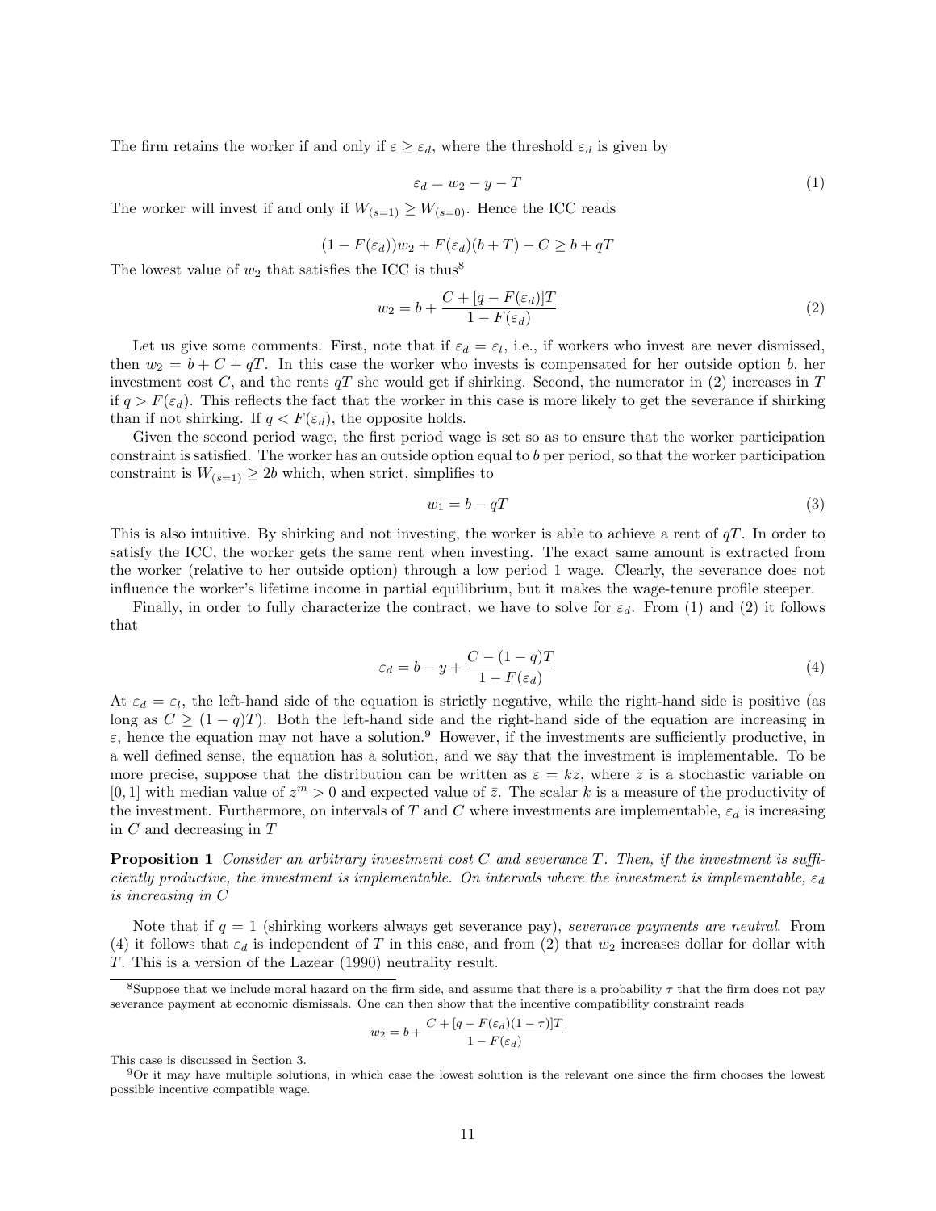The firm retains the worker if and only if $\varepsilon \geq \varepsilon_d$, where the threshold $\varepsilon_d$ is given by

$$\varepsilon_d = w_2 - y - T \tag{1}$$

The worker will invest if and only if $W_{(s=1)} \geq W_{(s=0)}$. Hence the ICC reads

$$(1 - F(\varepsilon_d))w_2 + F(\varepsilon_d)(b + T) - C \geq b + qT$$

The lowest value of $w_2$ that satisfies the ICC is thus[8]

$$w_2 = b + \frac{C + [q - F(\varepsilon_d)]T}{1 - F(\varepsilon_d)} \tag{2}$$

Let us give some comments. First, note that if $\varepsilon_d = \varepsilon_l$, i.e., if workers who invest are never dismissed, then $w_2 = b + C + qT$. In this case the worker who invests is compensated for her outside option $b$, her investment cost $C$, and the rents $qT$ she would get if shirking. Second, the numerator in (2) increases in $T$ if $q > F(\varepsilon_d)$. This reflects the fact that the worker in this case is more likely to get the severance if shirking than if not shirking. If $q < F(\varepsilon_d)$, the opposite holds.

Given the second period wage, the first period wage is set so as to ensure that the worker participation constraint is satisfied. The worker has an outside option equal to $b$ per period, so that the worker participation constraint is $W_{(s=1)} \geq 2b$ which, when strict, simplifies to

$$w_1 = b - qT \tag{3}$$

This is also intuitive. By shirking and not investing, the worker is able to achieve a rent of $qT$. In order to satisfy the ICC, the worker gets the same rent when investing. The exact same amount is extracted from the worker (relative to her outside option) through a low period 1 wage. Clearly, the severance does not influence the worker's lifetime income in partial equilibrium, but it makes the wage-tenure profile steeper.

Finally, in order to fully characterize the contract, we have to solve for $\varepsilon_d$. From (1) and (2) it follows that

$$\varepsilon_d = b - y + \frac{C - (1 - q)T}{1 - F(\varepsilon_d)} \tag{4}$$

At $\varepsilon_d = \varepsilon_l$, the left-hand side of the equation is strictly negative, while the right-hand side is positive (as long as $C \geq (1 - q)T$). Both the left-hand side and the right-hand side of the equation are increasing in $\varepsilon$, hence the equation may not have a solution.[9] However, if the investments are sufficiently productive, in a well defined sense, the equation has a solution, and we say that the investment is implementable. To be more precise, suppose that the distribution can be written as $\varepsilon = kz$, where $z$ is a stochastic variable on $[0, 1]$ with median value of $z^m > 0$ and expected value of $\bar{z}$. The scalar $k$ is a measure of the productivity of the investment. Furthermore, on intervals of $T$ and $C$ where investments are implementable, $\varepsilon_d$ is increasing in $C$ and decreasing in $T$

**Proposition 1** *Consider an arbitrary investment cost $C$ and severance $T$. Then, if the investment is sufficiently productive, the investment is implementable. On intervals where the investment is implementable, $\varepsilon_d$ is increasing in $C$*

Note that if $q = 1$ (shirking workers always get severance pay), *severance payments are neutral*. From (4) it follows that $\varepsilon_d$ is independent of $T$ in this case, and from (2) that $w_2$ increases dollar for dollar with $T$. This is a version of the Lazear (1990) neutrality result.

---

[8] Suppose that we include moral hazard on the firm side, and assume that there is a probability $\tau$ that the firm does not pay severance payment at economic dismissals. One can then show that the incentive compatibility constraint reads

$$w_2 = b + \frac{C + [q - F(\varepsilon_d)(1 - \tau)]T}{1 - F(\varepsilon_d)}$$

This case is discussed in Section 3.

[9] Or it may have multiple solutions, in which case the lowest solution is the relevant one since the firm chooses the lowest possible incentive compatible wage.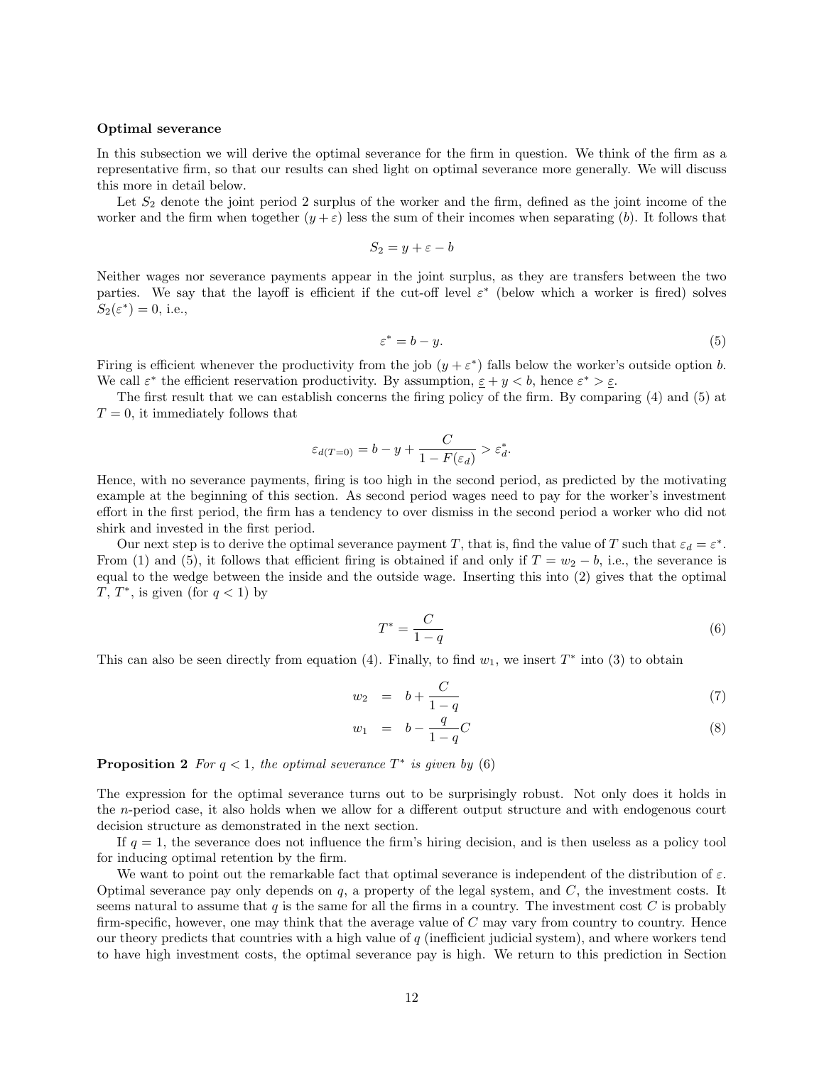**Optimal severance**

In this subsection we will derive the optimal severance for the firm in question. We think of the firm as a representative firm, so that our results can shed light on optimal severance more generally. We will discuss this more in detail below.

Let $S_2$ denote the joint period 2 surplus of the worker and the firm, defined as the joint income of the worker and the firm when together $(y + \varepsilon)$ less the sum of their incomes when separating $(b)$. It follows that

$$S_2 = y + \varepsilon - b$$

Neither wages nor severance payments appear in the joint surplus, as they are transfers between the two parties. We say that the layoff is efficient if the cut-off level $\varepsilon^*$ (below which a worker is fired) solves $S_2(\varepsilon^*) = 0$, i.e.,

$$\varepsilon^* = b - y. \tag{5}$$

Firing is efficient whenever the productivity from the job $(y + \varepsilon^*)$ falls below the worker's outside option $b$. We call $\varepsilon^*$ the efficient reservation productivity. By assumption, $\underline{\varepsilon} + y < b$, hence $\varepsilon^* > \underline{\varepsilon}$.

The first result that we can establish concerns the firing policy of the firm. By comparing (4) and (5) at $T = 0$, it immediately follows that

$$\varepsilon_{d(T=0)} = b - y + \frac{C}{1 - F(\varepsilon_d)} > \varepsilon_d^*.$$

Hence, with no severance payments, firing is too high in the second period, as predicted by the motivating example at the beginning of this section. As second period wages need to pay for the worker's investment effort in the first period, the firm has a tendency to over dismiss in the second period a worker who did not shirk and invested in the first period.

Our next step is to derive the optimal severance payment $T$, that is, find the value of $T$ such that $\varepsilon_d = \varepsilon^*$. From (1) and (5), it follows that efficient firing is obtained if and only if $T = w_2 - b$, i.e., the severance is equal to the wedge between the inside and the outside wage. Inserting this into (2) gives that the optimal $T$, $T^*$, is given (for $q < 1$) by

$$T^* = \frac{C}{1 - q} \tag{6}$$

This can also be seen directly from equation (4). Finally, to find $w_1$, we insert $T^*$ into (3) to obtain

$$w_2 = b + \frac{C}{1 - q} \tag{7}$$

$$w_1 = b - \frac{q}{1 - q} C \tag{8}$$

**Proposition 2** *For $q < 1$, the optimal severance $T^*$ is given by* (6)

The expression for the optimal severance turns out to be surprisingly robust. Not only does it holds in the $n$-period case, it also holds when we allow for a different output structure and with endogenous court decision structure as demonstrated in the next section.

If $q = 1$, the severance does not influence the firm's hiring decision, and is then useless as a policy tool for inducing optimal retention by the firm.

We want to point out the remarkable fact that optimal severance is independent of the distribution of $\varepsilon$. Optimal severance pay only depends on $q$, a property of the legal system, and $C$, the investment costs. It seems natural to assume that $q$ is the same for all the firms in a country. The investment cost $C$ is probably firm-specific, however, one may think that the average value of $C$ may vary from country to country. Hence our theory predicts that countries with a high value of $q$ (inefficient judicial system), and where workers tend to have high investment costs, the optimal severance pay is high. We return to this prediction in Section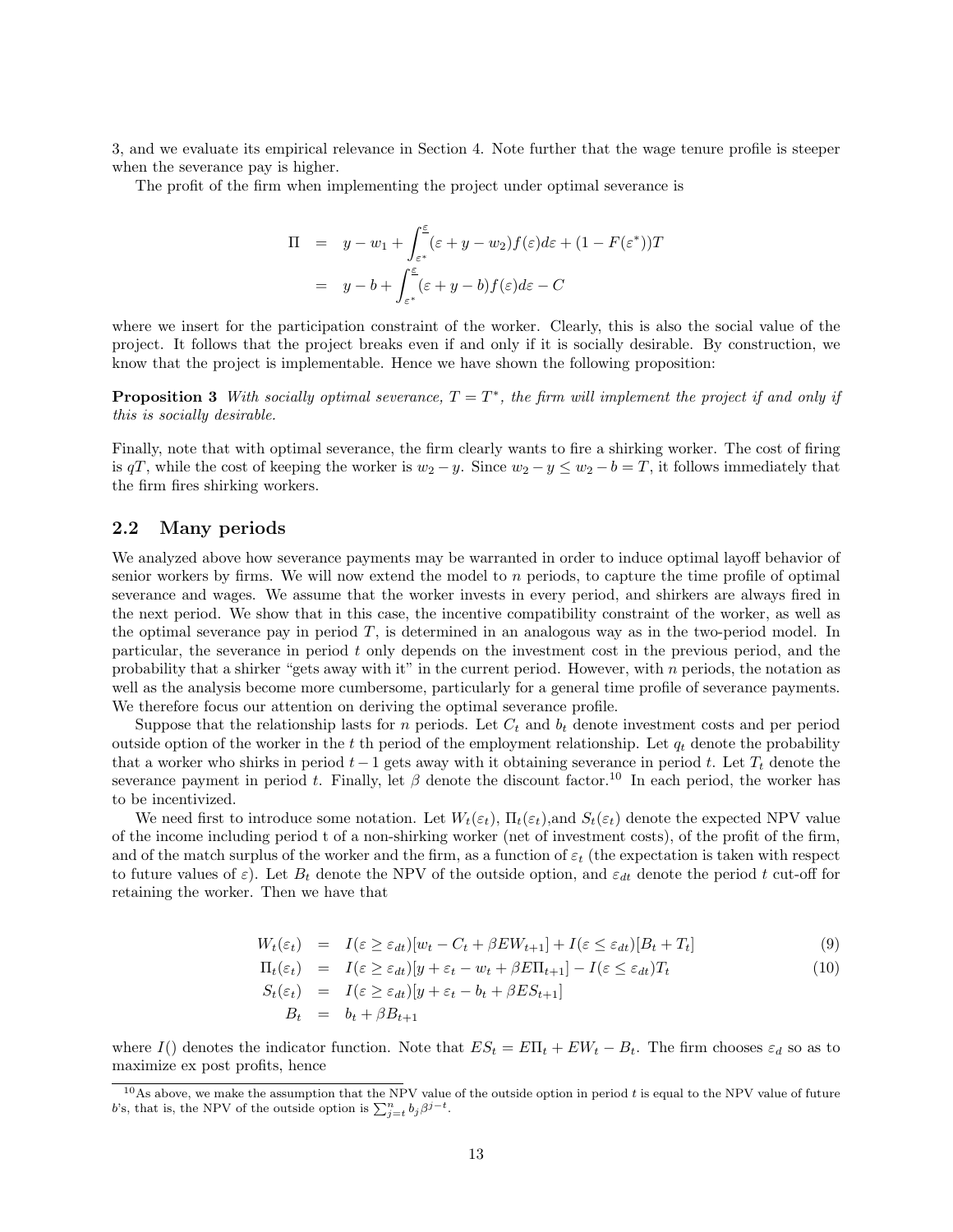3, and we evaluate its empirical relevance in Section 4. Note further that the wage tenure profile is steeper when the severance pay is higher.

The profit of the firm when implementing the project under optimal severance is

$$
\begin{aligned}
\Pi &= y - w_1 + \int_{\varepsilon^*}^{\underline{\varepsilon}} (\varepsilon + y - w_2) f(\varepsilon) d\varepsilon + (1 - F(\varepsilon^*))T \\
&= y - b + \int_{\varepsilon^*}^{\underline{\varepsilon}} (\varepsilon + y - b) f(\varepsilon) d\varepsilon - C
\end{aligned}
$$

where we insert for the participation constraint of the worker. Clearly, this is also the social value of the project. It follows that the project breaks even if and only if it is socially desirable. By construction, we know that the project is implementable. Hence we have shown the following proposition:

**Proposition 3** *With socially optimal severance, $T = T^*$, the firm will implement the project if and only if this is socially desirable.*

Finally, note that with optimal severance, the firm clearly wants to fire a shirking worker. The cost of firing is $qT$, while the cost of keeping the worker is $w_2 - y$. Since $w_2 - y \leq w_2 - b = T$, it follows immediately that the firm fires shirking workers.

## 2.2 Many periods

We analyzed above how severance payments may be warranted in order to induce optimal layoff behavior of senior workers by firms. We will now extend the model to $n$ periods, to capture the time profile of optimal severance and wages. We assume that the worker invests in every period, and shirkers are always fired in the next period. We show that in this case, the incentive compatibility constraint of the worker, as well as the optimal severance pay in period $T$, is determined in an analogous way as in the two-period model. In particular, the severance in period $t$ only depends on the investment cost in the previous period, and the probability that a shirker "gets away with it" in the current period. However, with $n$ periods, the notation as well as the analysis become more cumbersome, particularly for a general time profile of severance payments. We therefore focus our attention on deriving the optimal severance profile.

Suppose that the relationship lasts for $n$ periods. Let $C_t$ and $b_t$ denote investment costs and per period outside option of the worker in the $t$ th period of the employment relationship. Let $q_t$ denote the probability that a worker who shirks in period $t-1$ gets away with it obtaining severance in period $t$. Let $T_t$ denote the severance payment in period $t$. Finally, let $\beta$ denote the discount factor.[10] In each period, the worker has to be incentivized.

We need first to introduce some notation. Let $W_t(\varepsilon_t)$, $\Pi_t(\varepsilon_t)$,and $S_t(\varepsilon_t)$ denote the expected NPV value of the income including period t of a non-shirking worker (net of investment costs), of the profit of the firm, and of the match surplus of the worker and the firm, as a function of $\varepsilon_t$ (the expectation is taken with respect to future values of $\varepsilon$). Let $B_t$ denote the NPV of the outside option, and $\varepsilon_{dt}$ denote the period $t$ cut-off for retaining the worker. Then we have that

$$
\begin{aligned}
W_t(\varepsilon_t) &= I(\varepsilon \geq \varepsilon_{dt})[w_t - C_t + \beta E W_{t+1}] + I(\varepsilon \leq \varepsilon_{dt})[B_t + T_t] & (9) \\
\Pi_t(\varepsilon_t) &= I(\varepsilon \geq \varepsilon_{dt})[y + \varepsilon_t - w_t + \beta E \Pi_{t+1}] - I(\varepsilon \leq \varepsilon_{dt}) T_t & (10) \\
S_t(\varepsilon_t) &= I(\varepsilon \geq \varepsilon_{dt})[y + \varepsilon_t - b_t + \beta E S_{t+1}] & \\
B_t &= b_t + \beta B_{t+1} &
\end{aligned}
$$

where $I()$ denotes the indicator function. Note that $ES_t = E\Pi_t + EW_t - B_t$. The firm chooses $\varepsilon_d$ so as to maximize ex post profits, hence

[10] As above, we make the assumption that the NPV value of the outside option in period $t$ is equal to the NPV value of future $b$'s, that is, the NPV of the outside option is $\sum_{j=t}^{n} b_j \beta^{j-t}$.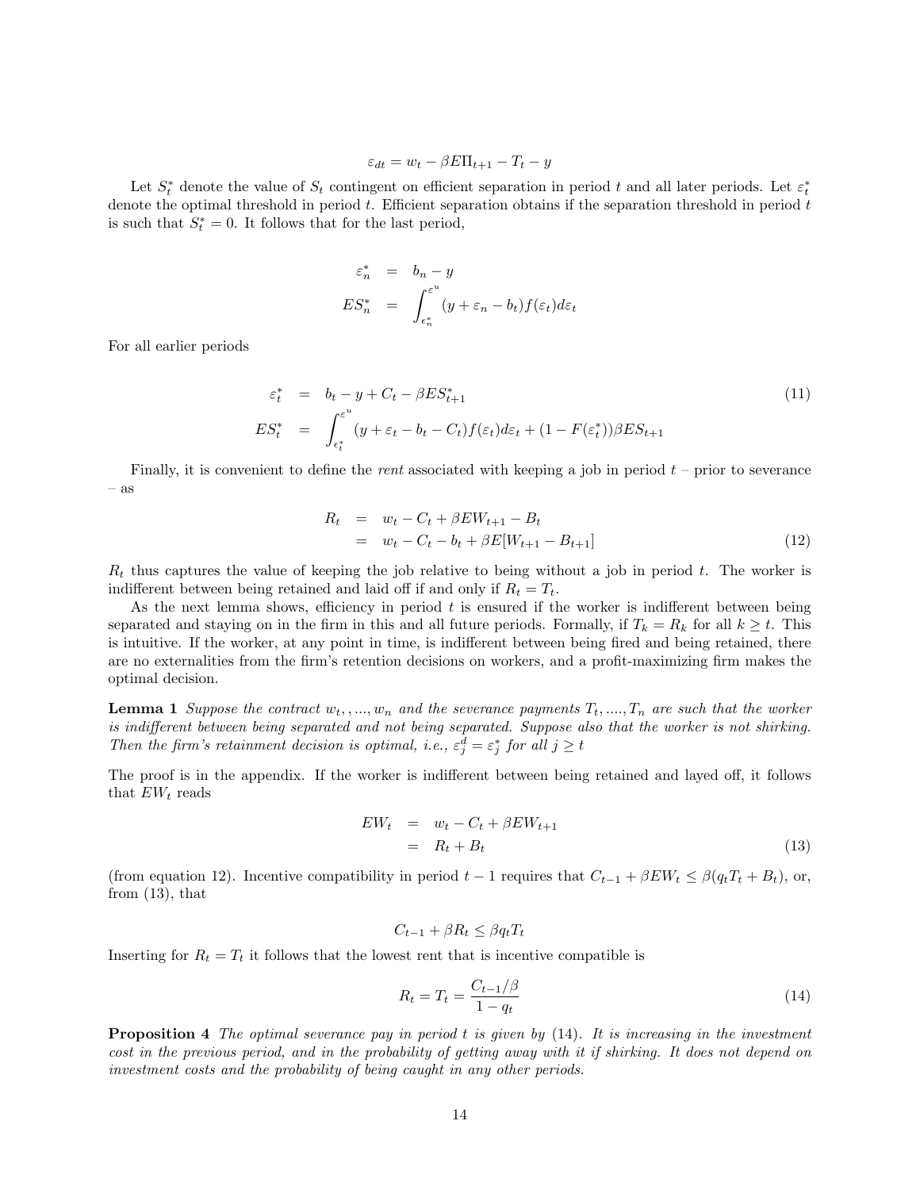$$\varepsilon_{dt} = w_t - \beta E\Pi_{t+1} - T_t - y$$

Let $S_t^*$ denote the value of $S_t$ contingent on efficient separation in period $t$ and all later periods. Let $\varepsilon_t^*$ denote the optimal threshold in period $t$. Efficient separation obtains if the separation threshold in period $t$ is such that $S_t^* = 0$. It follows that for the last period,

$$\begin{aligned}
\varepsilon_n^* &= b_n - y \\
ES_n^* &= \int_{\epsilon_n^*}^{\varepsilon^u} (y + \varepsilon_n - b_t) f(\varepsilon_t) d\varepsilon_t
\end{aligned}$$

For all earlier periods

$$\begin{aligned}
\varepsilon_t^* &= b_t - y + C_t - \beta ES_{t+1}^* \\
ES_t^* &= \int_{\epsilon_t^*}^{\varepsilon^u} (y + \varepsilon_t - b_t - C_t) f(\varepsilon_t) d\varepsilon_t + (1 - F(\varepsilon_t^*))\beta ES_{t+1}
\end{aligned} \tag{11}$$

Finally, it is convenient to define the *rent* associated with keeping a job in period $t$ – prior to severance – as

$$\begin{aligned}
R_t &= w_t - C_t + \beta EW_{t+1} - B_t \\
&= w_t - C_t - b_t + \beta E[W_{t+1} - B_{t+1}]
\end{aligned} \tag{12}$$

$R_t$ thus captures the value of keeping the job relative to being without a job in period $t$. The worker is indifferent between being retained and laid off if and only if $R_t = T_t$.

As the next lemma shows, efficiency in period $t$ is ensured if the worker is indifferent between being separated and staying on in the firm in this and all future periods. Formally, if $T_k = R_k$ for all $k \geq t$. This is intuitive. If the worker, at any point in time, is indifferent between being fired and being retained, there are no externalities from the firm's retention decisions on workers, and a profit-maximizing firm makes the optimal decision.

**Lemma 1** *Suppose the contract $w_t, , ..., w_n$ and the severance payments $T_t, ...., T_n$ are such that the worker is indifferent between being separated and not being separated. Suppose also that the worker is not shirking. Then the firm's retainment decision is optimal, i.e., $\varepsilon_j^d = \varepsilon_j^*$ for all $j \geq t$*

The proof is in the appendix. If the worker is indifferent between being retained and layed off, it follows that $EW_t$ reads

$$\begin{aligned}
EW_t &= w_t - C_t + \beta EW_{t+1} \\
&= R_t + B_t
\end{aligned} \tag{13}$$

(from equation 12). Incentive compatibility in period $t-1$ requires that $C_{t-1} + \beta EW_t \leq \beta(q_t T_t + B_t)$, or, from (13), that

$$C_{t-1} + \beta R_t \leq \beta q_t T_t$$

Inserting for $R_t = T_t$ it follows that the lowest rent that is incentive compatible is

$$R_t = T_t = \frac{C_{t-1}/\beta}{1 - q_t} \tag{14}$$

**Proposition 4** *The optimal severance pay in period $t$ is given by (14). It is increasing in the investment cost in the previous period, and in the probability of getting away with it if shirking. It does not depend on investment costs and the probability of being caught in any other periods.*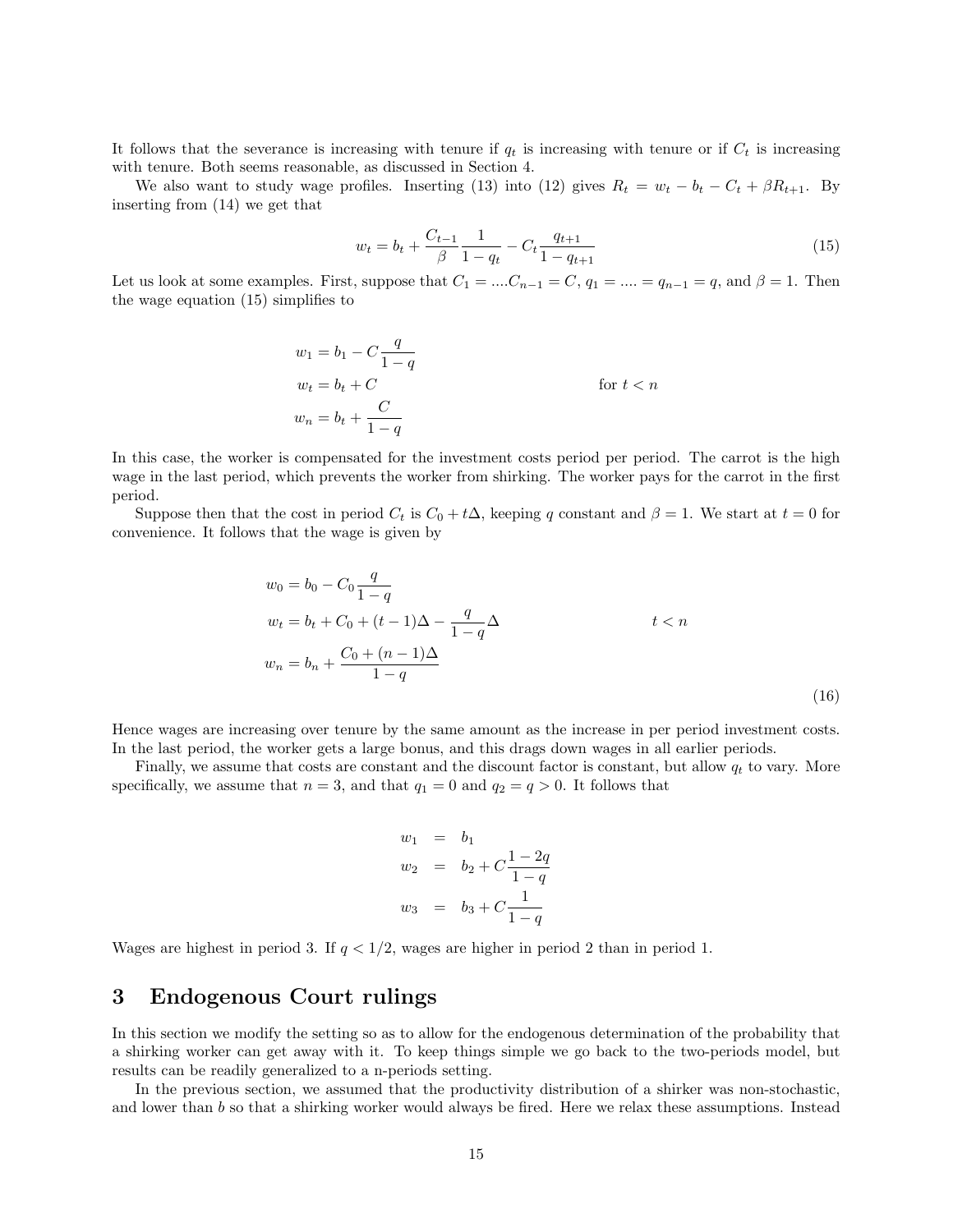It follows that the severance is increasing with tenure if $q_t$ is increasing with tenure or if $C_t$ is increasing with tenure. Both seems reasonable, as discussed in Section 4.

We also want to study wage profiles. Inserting (13) into (12) gives $R_t = w_t - b_t - C_t + \beta R_{t+1}$. By inserting from (14) we get that

$$w_t = b_t + \frac{C_{t-1}}{\beta}\frac{1}{1-q_t} - C_t\frac{q_{t+1}}{1-q_{t+1}} \tag{15}$$

Let us look at some examples. First, suppose that $C_1 = ....C_{n-1} = C$, $q_1 = .... = q_{n-1} = q$, and $\beta = 1$. Then the wage equation (15) simplifies to

$$
\begin{aligned}
w_1 &= b_1 - C\frac{q}{1-q} \\
w_t &= b_t + C \qquad\qquad \text{for } t < n \\
w_n &= b_t + \frac{C}{1-q}
\end{aligned}
$$

In this case, the worker is compensated for the investment costs period per period. The carrot is the high wage in the last period, which prevents the worker from shirking. The worker pays for the carrot in the first period.

Suppose then that the cost in period $C_t$ is $C_0 + t\Delta$, keeping $q$ constant and $\beta = 1$. We start at $t = 0$ for convenience. It follows that the wage is given by

$$
\begin{aligned}
w_0 &= b_0 - C_0\frac{q}{1-q} \\
w_t &= b_t + C_0 + (t-1)\Delta - \frac{q}{1-q}\Delta \qquad\qquad t < n \\
w_n &= b_n + \frac{C_0 + (n-1)\Delta}{1-q}
\end{aligned}
\tag{16}
$$

Hence wages are increasing over tenure by the same amount as the increase in per period investment costs. In the last period, the worker gets a large bonus, and this drags down wages in all earlier periods.

Finally, we assume that costs are constant and the discount factor is constant, but allow $q_t$ to vary. More specifically, we assume that $n = 3$, and that $q_1 = 0$ and $q_2 = q > 0$. It follows that

$$
\begin{aligned}
w_1 &= b_1 \\
w_2 &= b_2 + C\frac{1-2q}{1-q} \\
w_3 &= b_3 + C\frac{1}{1-q}
\end{aligned}
$$

Wages are highest in period 3. If $q < 1/2$, wages are higher in period 2 than in period 1.

## 3 Endogenous Court rulings

In this section we modify the setting so as to allow for the endogenous determination of the probability that a shirking worker can get away with it. To keep things simple we go back to the two-periods model, but results can be readily generalized to a n-periods setting.

In the previous section, we assumed that the productivity distribution of a shirker was non-stochastic, and lower than $b$ so that a shirking worker would always be fired. Here we relax these assumptions. Instead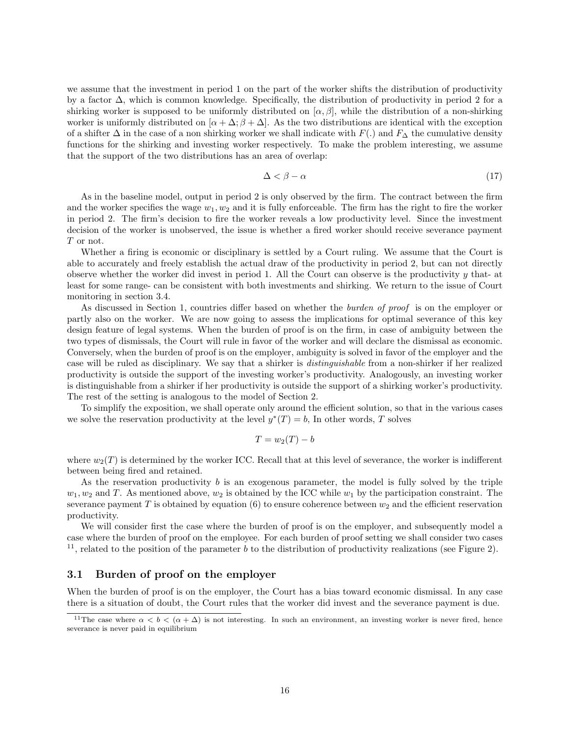we assume that the investment in period 1 on the part of the worker shifts the distribution of productivity by a factor $\Delta$, which is common knowledge. Specifically, the distribution of productivity in period 2 for a shirking worker is supposed to be uniformly distributed on $[\alpha, \beta]$, while the distribution of a non-shirking worker is uniformly distributed on $[\alpha + \Delta; \beta + \Delta]$. As the two distributions are identical with the exception of a shifter $\Delta$ in the case of a non shirking worker we shall indicate with $F(.)$ and $F_\Delta$ the cumulative density functions for the shirking and investing worker respectively. To make the problem interesting, we assume that the support of the two distributions has an area of overlap:

$$\Delta < \beta - \alpha \tag{17}$$

As in the baseline model, output in period 2 is only observed by the firm. The contract between the firm and the worker specifies the wage $w_1, w_2$ and it is fully enforceable. The firm has the right to fire the worker in period 2. The firm's decision to fire the worker reveals a low productivity level. Since the investment decision of the worker is unobserved, the issue is whether a fired worker should receive severance payment $T$ or not.

Whether a firing is economic or disciplinary is settled by a Court ruling. We assume that the Court is able to accurately and freely establish the actual draw of the productivity in period 2, but can not directly observe whether the worker did invest in period 1. All the Court can observe is the productivity $y$ that- at least for some range- can be consistent with both investments and shirking. We return to the issue of Court monitoring in section 3.4.

As discussed in Section 1, countries differ based on whether the *burden of proof* is on the employer or partly also on the worker. We are now going to assess the implications for optimal severance of this key design feature of legal systems. When the burden of proof is on the firm, in case of ambiguity between the two types of dismissals, the Court will rule in favor of the worker and will declare the dismissal as economic. Conversely, when the burden of proof is on the employer, ambiguity is solved in favor of the employer and the case will be ruled as disciplinary. We say that a shirker is *distinguishable* from a non-shirker if her realized productivity is outside the support of the investing worker's productivity. Analogously, an investing worker is distinguishable from a shirker if her productivity is outside the support of a shirking worker's productivity. The rest of the setting is analogous to the model of Section 2.

To simplify the exposition, we shall operate only around the efficient solution, so that in the various cases we solve the reservation productivity at the level $y^*(T) = b$, In other words, $T$ solves

$$T = w_2(T) - b$$

where $w_2(T)$ is determined by the worker ICC. Recall that at this level of severance, the worker is indifferent between being fired and retained.

As the reservation productivity $b$ is an exogenous parameter, the model is fully solved by the triple $w_1, w_2$ and $T$. As mentioned above, $w_2$ is obtained by the ICC while $w_1$ by the participation constraint. The severance payment $T$ is obtained by equation (6) to ensure coherence between $w_2$ and the efficient reservation productivity.

We will consider first the case where the burden of proof is on the employer, and subsequently model a case where the burden of proof on the employee. For each burden of proof setting we shall consider two cases [11], related to the position of the parameter $b$ to the distribution of productivity realizations (see Figure 2).

## 3.1 Burden of proof on the employer

When the burden of proof is on the employer, the Court has a bias toward economic dismissal. In any case there is a situation of doubt, the Court rules that the worker did invest and the severance payment is due.

[11] The case where $\alpha < b < (\alpha + \Delta)$ is not interesting. In such an environment, an investing worker is never fired, hence severance is never paid in equilibrium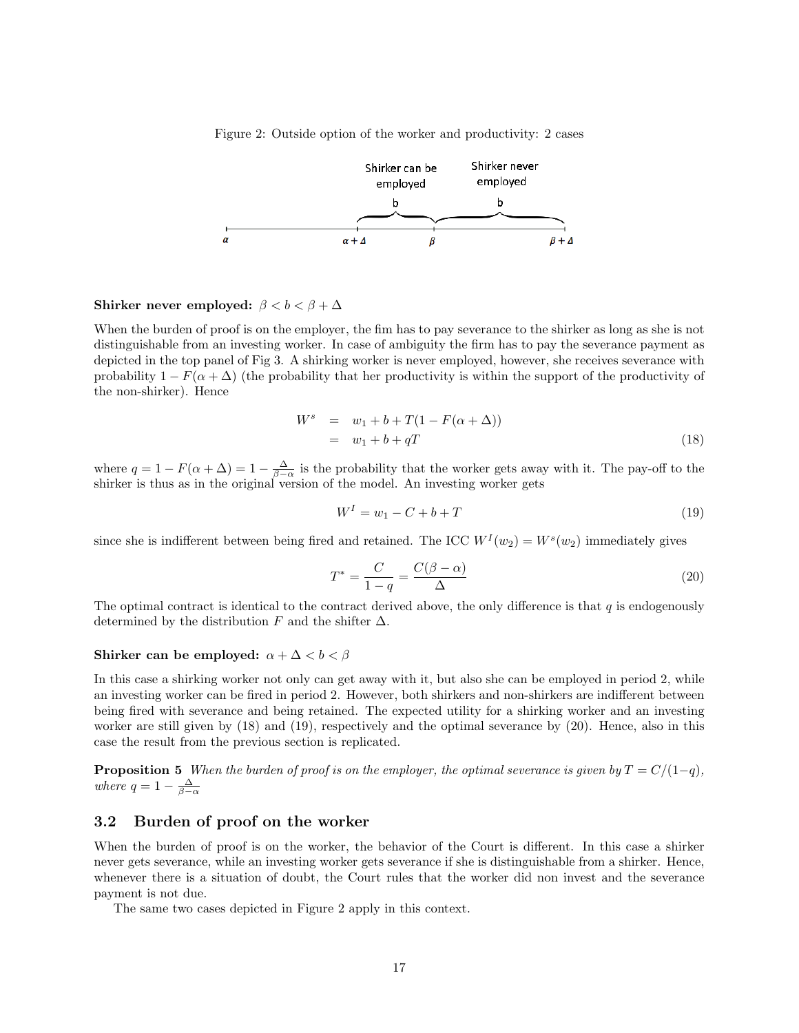Figure 2: Outside option of the worker and productivity: 2 cases

**Shirker never employed:** $\beta < b < \beta + \Delta$

When the burden of proof is on the employer, the fim has to pay severance to the shirker as long as she is not distinguishable from an investing worker. In case of ambiguity the firm has to pay the severance payment as depicted in the top panel of Fig 3. A shirking worker is never employed, however, she receives severance with probability $1 - F(\alpha + \Delta)$ (the probability that her productivity is within the support of the productivity of the non-shirker). Hence

$$
\begin{aligned}
W^s &= w_1 + b + T(1 - F(\alpha + \Delta)) \\
&= w_1 + b + qT
\end{aligned}
\tag{18}
$$

where $q = 1 - F(\alpha + \Delta) = 1 - \frac{\Delta}{\beta - \alpha}$ is the probability that the worker gets away with it. The pay-off to the shirker is thus as in the original version of the model. An investing worker gets

$$
W^I = w_1 - C + b + T \tag{19}
$$

since she is indifferent between being fired and retained. The ICC $W^I(w_2) = W^s(w_2)$ immediately gives

$$
T^* = \frac{C}{1-q} = \frac{C(\beta - \alpha)}{\Delta} \tag{20}
$$

The optimal contract is identical to the contract derived above, the only difference is that $q$ is endogenously determined by the distribution $F$ and the shifter $\Delta$.

**Shirker can be employed:** $\alpha + \Delta < b < \beta$

In this case a shirking worker not only can get away with it, but also she can be employed in period 2, while an investing worker can be fired in period 2. However, both shirkers and non-shirkers are indifferent between being fired with severance and being retained. The expected utility for a shirking worker and an investing worker are still given by (18) and (19), respectively and the optimal severance by (20). Hence, also in this case the result from the previous section is replicated.

**Proposition 5** *When the burden of proof is on the employer, the optimal severance is given by* $T = C/(1-q)$*, where* $q = 1 - \frac{\Delta}{\beta - \alpha}$

## 3.2 Burden of proof on the worker

When the burden of proof is on the worker, the behavior of the Court is different. In this case a shirker never gets severance, while an investing worker gets severance if she is distinguishable from a shirker. Hence, whenever there is a situation of doubt, the Court rules that the worker did non invest and the severance payment is not due.

The same two cases depicted in Figure 2 apply in this context.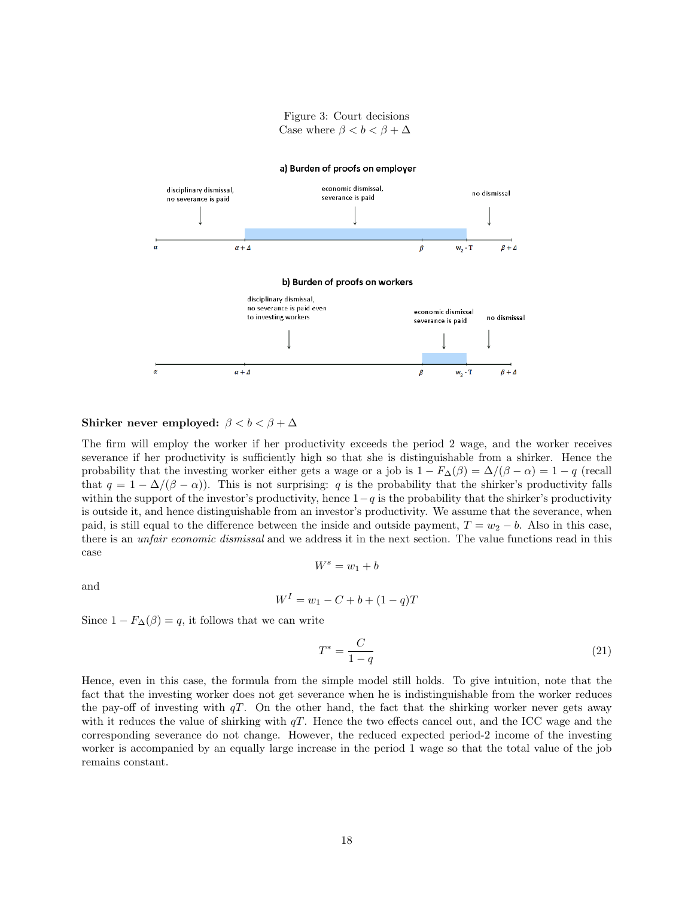Figure 3: Court decisions
Case where $\beta < b < \beta + \Delta$

**a) Burden of proofs on employer**

disciplinary dismissal, no severance is paid | economic dismissal, severance is paid | no dismissal

$\alpha$, $\alpha + \Delta$, $\beta$, $w_2 - T$, $\beta + \Delta$

**b) Burden of proofs on workers**

disciplinary dismissal, no severance is paid even to investing workers | economic dismissal severance is paid | no dismissal

$\alpha$, $\alpha + \Delta$, $\beta$, $w_2 - T$, $\beta + \Delta$

**Shirker never employed:** $\beta < b < \beta + \Delta$

The firm will employ the worker if her productivity exceeds the period 2 wage, and the worker receives severance if her productivity is sufficiently high so that she is distinguishable from a shirker. Hence the probability that the investing worker either gets a wage or a job is $1 - F_\Delta(\beta) = \Delta/(\beta - \alpha) = 1 - q$ (recall that $q = 1 - \Delta/(\beta - \alpha)$). This is not surprising: $q$ is the probability that the shirker's productivity falls within the support of the investor's productivity, hence $1-q$ is the probability that the shirker's productivity is outside it, and hence distinguishable from an investor's productivity. We assume that the severance, when paid, is still equal to the difference between the inside and outside payment, $T = w_2 - b$. Also in this case, there is an *unfair economic dismissal* and we address it in the next section. The value functions read in this case

$$W^s = w_1 + b$$

and

$$W^I = w_1 - C + b + (1-q)T$$

Since $1 - F_\Delta(\beta) = q$, it follows that we can write

$$T^* = \frac{C}{1-q} \tag{21}$$

Hence, even in this case, the formula from the simple model still holds. To give intuition, note that the fact that the investing worker does not get severance when he is indistinguishable from the worker reduces the pay-off of investing with $qT$. On the other hand, the fact that the shirking worker never gets away with it reduces the value of shirking with $qT$. Hence the two effects cancel out, and the ICC wage and the corresponding severance do not change. However, the reduced expected period-2 income of the investing worker is accompanied by an equally large increase in the period 1 wage so that the total value of the job remains constant.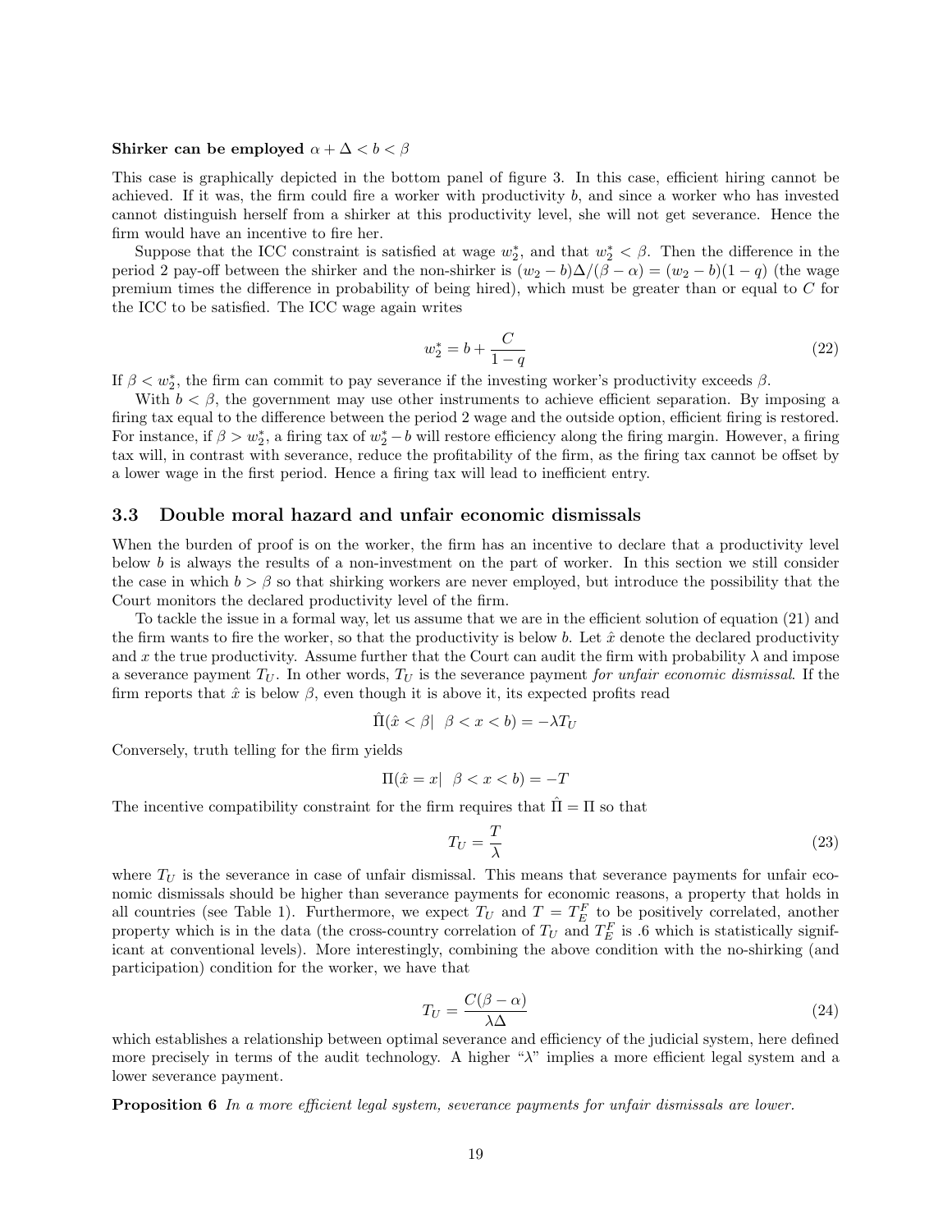**Shirker can be employed $\alpha + \Delta < b < \beta$**

This case is graphically depicted in the bottom panel of figure 3. In this case, efficient hiring cannot be achieved. If it was, the firm could fire a worker with productivity $b$, and since a worker who has invested cannot distinguish herself from a shirker at this productivity level, she will not get severance. Hence the firm would have an incentive to fire her.

Suppose that the ICC constraint is satisfied at wage $w_2^*$, and that $w_2^* < \beta$. Then the difference in the period 2 pay-off between the shirker and the non-shirker is $(w_2 - b)\Delta/(\beta - \alpha) = (w_2 - b)(1 - q)$ (the wage premium times the difference in probability of being hired), which must be greater than or equal to $C$ for the ICC to be satisfied. The ICC wage again writes

$$w_2^* = b + \frac{C}{1-q} \tag{22}$$

If $\beta < w_2^*$, the firm can commit to pay severance if the investing worker's productivity exceeds $\beta$.

With $b < \beta$, the government may use other instruments to achieve efficient separation. By imposing a firing tax equal to the difference between the period 2 wage and the outside option, efficient firing is restored. For instance, if $\beta > w_2^*$, a firing tax of $w_2^* - b$ will restore efficiency along the firing margin. However, a firing tax will, in contrast with severance, reduce the profitability of the firm, as the firing tax cannot be offset by a lower wage in the first period. Hence a firing tax will lead to inefficient entry.

## 3.3 Double moral hazard and unfair economic dismissals

When the burden of proof is on the worker, the firm has an incentive to declare that a productivity level below $b$ is always the results of a non-investment on the part of worker. In this section we still consider the case in which $b > \beta$ so that shirking workers are never employed, but introduce the possibility that the Court monitors the declared productivity level of the firm.

To tackle the issue in a formal way, let us assume that we are in the efficient solution of equation (21) and the firm wants to fire the worker, so that the productivity is below $b$. Let $\hat{x}$ denote the declared productivity and $x$ the true productivity. Assume further that the Court can audit the firm with probability $\lambda$ and impose a severance payment $T_U$. In other words, $T_U$ is the severance payment *for unfair economic dismissal*. If the firm reports that $\hat{x}$ is below $\beta$, even though it is above it, its expected profits read

$$\hat{\Pi}(\hat{x} < \beta | \ \ \beta < x < b) = -\lambda T_U$$

Conversely, truth telling for the firm yields

$$\Pi(\hat{x} = x | \ \ \beta < x < b) = -T$$

The incentive compatibility constraint for the firm requires that $\hat{\Pi} = \Pi$ so that

$$T_U = \frac{T}{\lambda} \tag{23}$$

where $T_U$ is the severance in case of unfair dismissal. This means that severance payments for unfair economic dismissals should be higher than severance payments for economic reasons, a property that holds in all countries (see Table 1). Furthermore, we expect $T_U$ and $T = T_E^F$ to be positively correlated, another property which is in the data (the cross-country correlation of $T_U$ and $T_E^F$ is .6 which is statistically significant at conventional levels). More interestingly, combining the above condition with the no-shirking (and participation) condition for the worker, we have that

$$T_U = \frac{C(\beta - \alpha)}{\lambda \Delta} \tag{24}$$

which establishes a relationship between optimal severance and efficiency of the judicial system, here defined more precisely in terms of the audit technology. A higher "$\lambda$" implies a more efficient legal system and a lower severance payment.

**Proposition 6** *In a more efficient legal system, severance payments for unfair dismissals are lower.*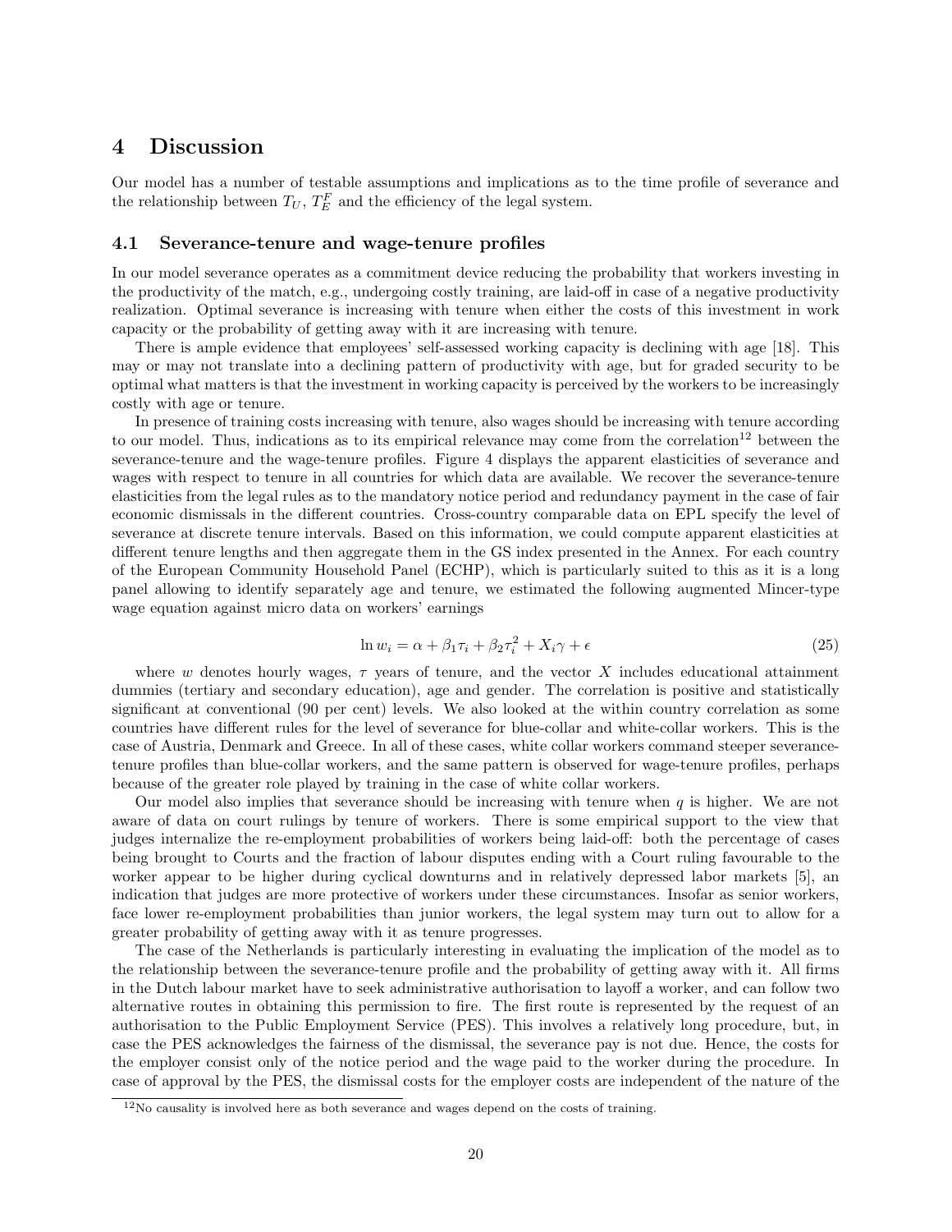## 4 Discussion

Our model has a number of testable assumptions and implications as to the time profile of severance and the relationship between $T_U$, $T_E^F$ and the efficiency of the legal system.

### 4.1 Severance-tenure and wage-tenure profiles

In our model severance operates as a commitment device reducing the probability that workers investing in the productivity of the match, e.g., undergoing costly training, are laid-off in case of a negative productivity realization. Optimal severance is increasing with tenure when either the costs of this investment in work capacity or the probability of getting away with it are increasing with tenure.

There is ample evidence that employees' self-assessed working capacity is declining with age [18]. This may or may not translate into a declining pattern of productivity with age, but for graded security to be optimal what matters is that the investment in working capacity is perceived by the workers to be increasingly costly with age or tenure.

In presence of training costs increasing with tenure, also wages should be increasing with tenure according to our model. Thus, indications as to its empirical relevance may come from the correlation[12] between the severance-tenure and the wage-tenure profiles. Figure 4 displays the apparent elasticities of severance and wages with respect to tenure in all countries for which data are available. We recover the severance-tenure elasticities from the legal rules as to the mandatory notice period and redundancy payment in the case of fair economic dismissals in the different countries. Cross-country comparable data on EPL specify the level of severance at discrete tenure intervals. Based on this information, we could compute apparent elasticities at different tenure lengths and then aggregate them in the GS index presented in the Annex. For each country of the European Community Household Panel (ECHP), which is particularly suited to this as it is a long panel allowing to identify separately age and tenure, we estimated the following augmented Mincer-type wage equation against micro data on workers' earnings

$$\ln w_i = \alpha + \beta_1 \tau_i + \beta_2 \tau_i^2 + X_i \gamma + \epsilon \tag{25}$$

where $w$ denotes hourly wages, $\tau$ years of tenure, and the vector $X$ includes educational attainment dummies (tertiary and secondary education), age and gender. The correlation is positive and statistically significant at conventional (90 per cent) levels. We also looked at the within country correlation as some countries have different rules for the level of severance for blue-collar and white-collar workers. This is the case of Austria, Denmark and Greece. In all of these cases, white collar workers command steeper severance-tenure profiles than blue-collar workers, and the same pattern is observed for wage-tenure profiles, perhaps because of the greater role played by training in the case of white collar workers.

Our model also implies that severance should be increasing with tenure when $q$ is higher. We are not aware of data on court rulings by tenure of workers. There is some empirical support to the view that judges internalize the re-employment probabilities of workers being laid-off: both the percentage of cases being brought to Courts and the fraction of labour disputes ending with a Court ruling favourable to the worker appear to be higher during cyclical downturns and in relatively depressed labor markets [5], an indication that judges are more protective of workers under these circumstances. Insofar as senior workers, face lower re-employment probabilities than junior workers, the legal system may turn out to allow for a greater probability of getting away with it as tenure progresses.

The case of the Netherlands is particularly interesting in evaluating the implication of the model as to the relationship between the severance-tenure profile and the probability of getting away with it. All firms in the Dutch labour market have to seek administrative authorisation to layoff a worker, and can follow two alternative routes in obtaining this permission to fire. The first route is represented by the request of an authorisation to the Public Employment Service (PES). This involves a relatively long procedure, but, in case the PES acknowledges the fairness of the dismissal, the severance pay is not due. Hence, the costs for the employer consist only of the notice period and the wage paid to the worker during the procedure. In case of approval by the PES, the dismissal costs for the employer costs are independent of the nature of the

[12] No causality is involved here as both severance and wages depend on the costs of training.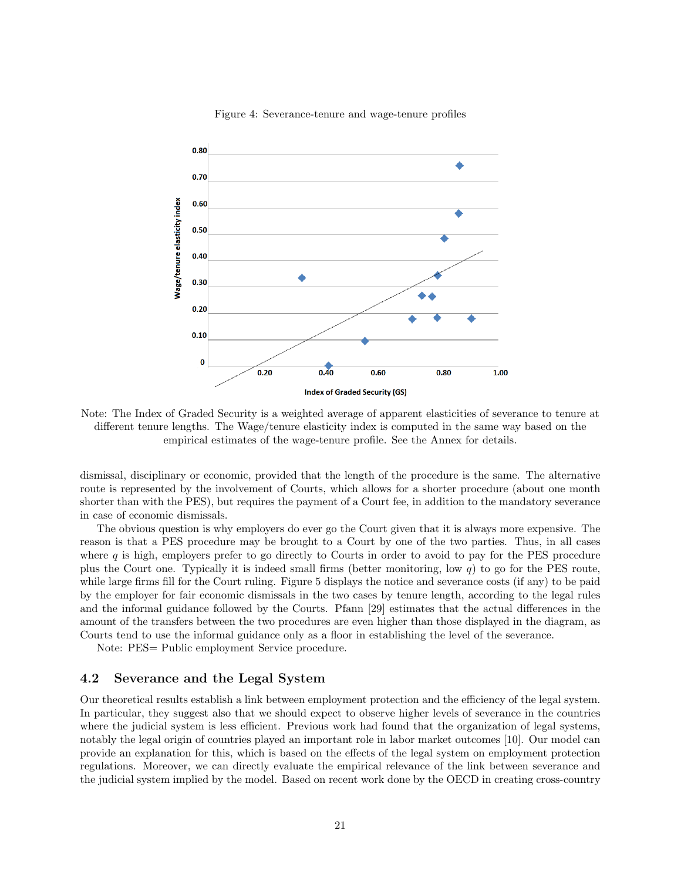Figure 4: Severance-tenure and wage-tenure profiles

Note: The Index of Graded Security is a weighted average of apparent elasticities of severance to tenure at different tenure lengths. The Wage/tenure elasticity index is computed in the same way based on the empirical estimates of the wage-tenure profile. See the Annex for details.

dismissal, disciplinary or economic, provided that the length of the procedure is the same. The alternative route is represented by the involvement of Courts, which allows for a shorter procedure (about one month shorter than with the PES), but requires the payment of a Court fee, in addition to the mandatory severance in case of economic dismissals.

The obvious question is why employers do ever go the Court given that it is always more expensive. The reason is that a PES procedure may be brought to a Court by one of the two parties. Thus, in all cases where $q$ is high, employers prefer to go directly to Courts in order to avoid to pay for the PES procedure plus the Court one. Typically it is indeed small firms (better monitoring, low $q$) to go for the PES route, while large firms fill for the Court ruling. Figure 5 displays the notice and severance costs (if any) to be paid by the employer for fair economic dismissals in the two cases by tenure length, according to the legal rules and the informal guidance followed by the Courts. Pfann [29] estimates that the actual differences in the amount of the transfers between the two procedures are even higher than those displayed in the diagram, as Courts tend to use the informal guidance only as a floor in establishing the level of the severance.

Note: PES= Public employment Service procedure.

## 4.2 Severance and the Legal System

Our theoretical results establish a link between employment protection and the efficiency of the legal system. In particular, they suggest also that we should expect to observe higher levels of severance in the countries where the judicial system is less efficient. Previous work had found that the organization of legal systems, notably the legal origin of countries played an important role in labor market outcomes [10]. Our model can provide an explanation for this, which is based on the effects of the legal system on employment protection regulations. Moreover, we can directly evaluate the empirical relevance of the link between severance and the judicial system implied by the model. Based on recent work done by the OECD in creating cross-country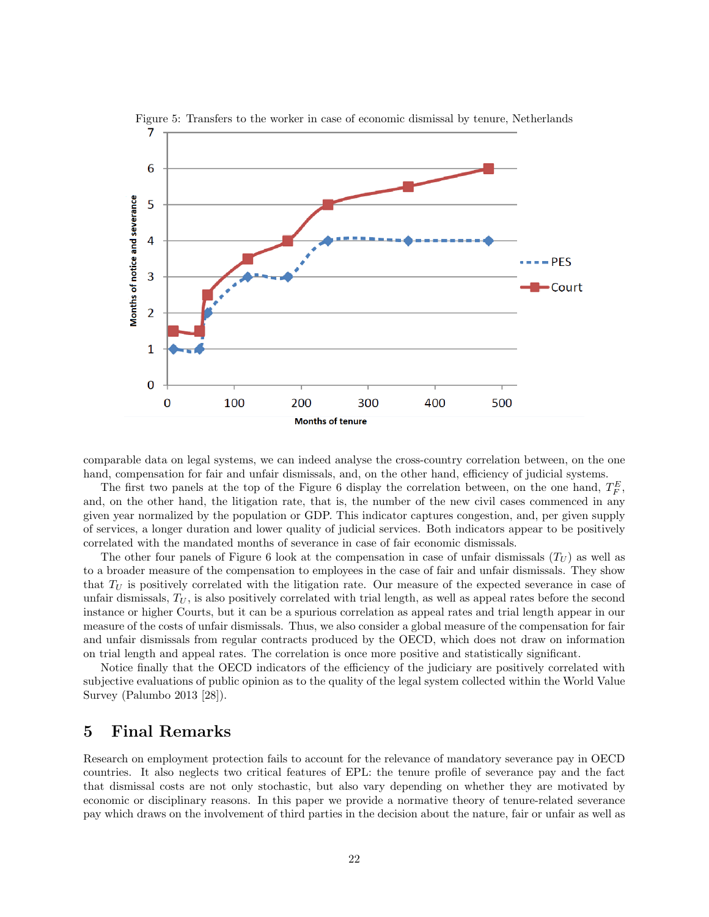Figure 5: Transfers to the worker in case of economic dismissal by tenure, Netherlands

comparable data on legal systems, we can indeed analyse the cross-country correlation between, on the one hand, compensation for fair and unfair dismissals, and, on the other hand, efficiency of judicial systems.

The first two panels at the top of the Figure 6 display the correlation between, on the one hand, $T_F^E$, and, on the other hand, the litigation rate, that is, the number of the new civil cases commenced in any given year normalized by the population or GDP. This indicator captures congestion, and, per given supply of services, a longer duration and lower quality of judicial services. Both indicators appear to be positively correlated with the mandated months of severance in case of fair economic dismissals.

The other four panels of Figure 6 look at the compensation in case of unfair dismissals ($T_U$) as well as to a broader measure of the compensation to employees in the case of fair and unfair dismissals. They show that $T_U$ is positively correlated with the litigation rate. Our measure of the expected severance in case of unfair dismissals, $T_U$, is also positively correlated with trial length, as well as appeal rates before the second instance or higher Courts, but it can be a spurious correlation as appeal rates and trial length appear in our measure of the costs of unfair dismissals. Thus, we also consider a global measure of the compensation for fair and unfair dismissals from regular contracts produced by the OECD, which does not draw on information on trial length and appeal rates. The correlation is once more positive and statistically significant.

Notice finally that the OECD indicators of the efficiency of the judiciary are positively correlated with subjective evaluations of public opinion as to the quality of the legal system collected within the World Value Survey (Palumbo 2013 [28]).

## 5 Final Remarks

Research on employment protection fails to account for the relevance of mandatory severance pay in OECD countries. It also neglects two critical features of EPL: the tenure profile of severance pay and the fact that dismissal costs are not only stochastic, but also vary depending on whether they are motivated by economic or disciplinary reasons. In this paper we provide a normative theory of tenure-related severance pay which draws on the involvement of third parties in the decision about the nature, fair or unfair as well as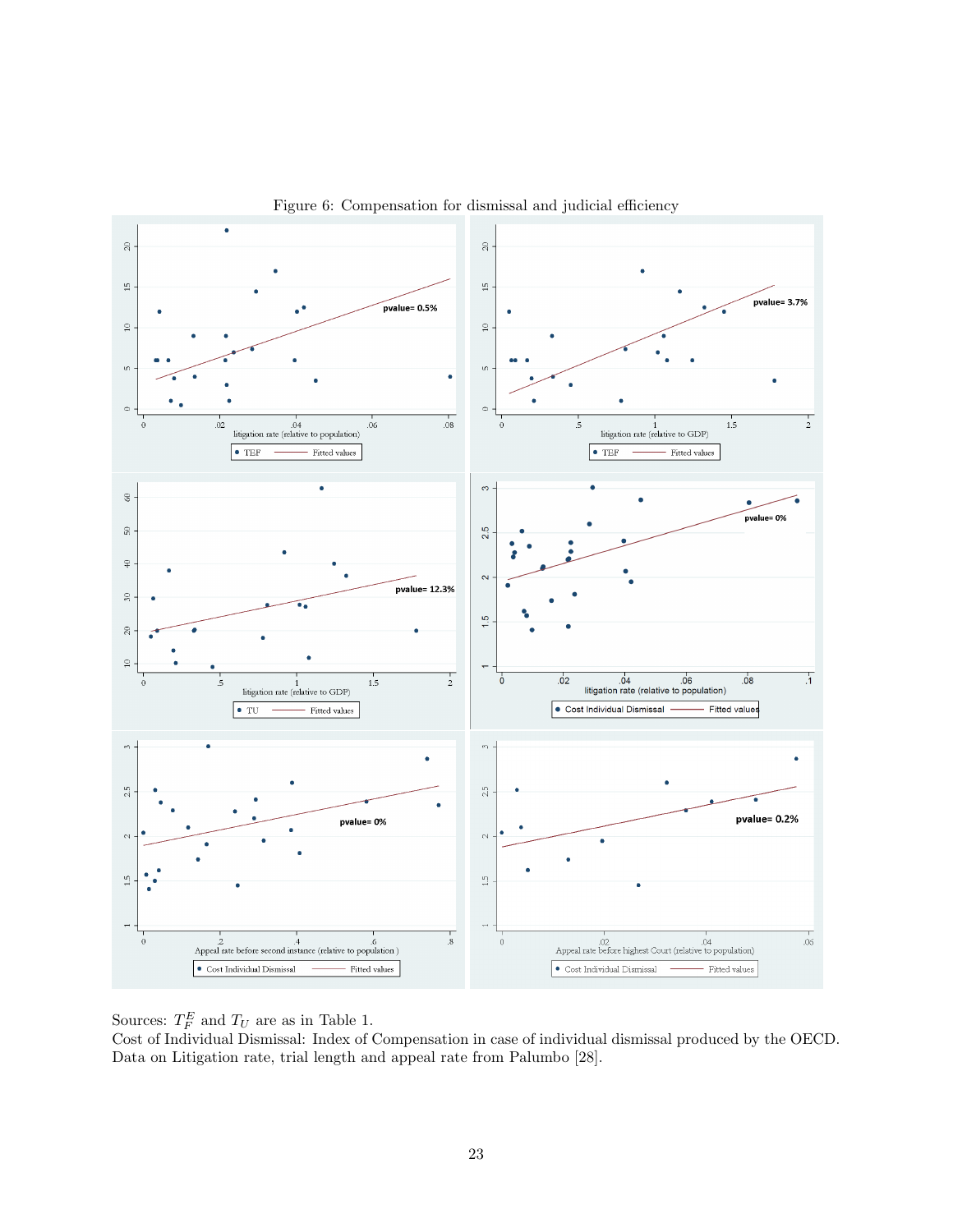Figure 6: Compensation for dismissal and judicial efficiency

Sources: $T_F^E$ and $T_U$ are as in Table 1.
Cost of Individual Dismissal: Index of Compensation in case of individual dismissal produced by the OECD.
Data on Litigation rate, trial length and appeal rate from Palumbo [28].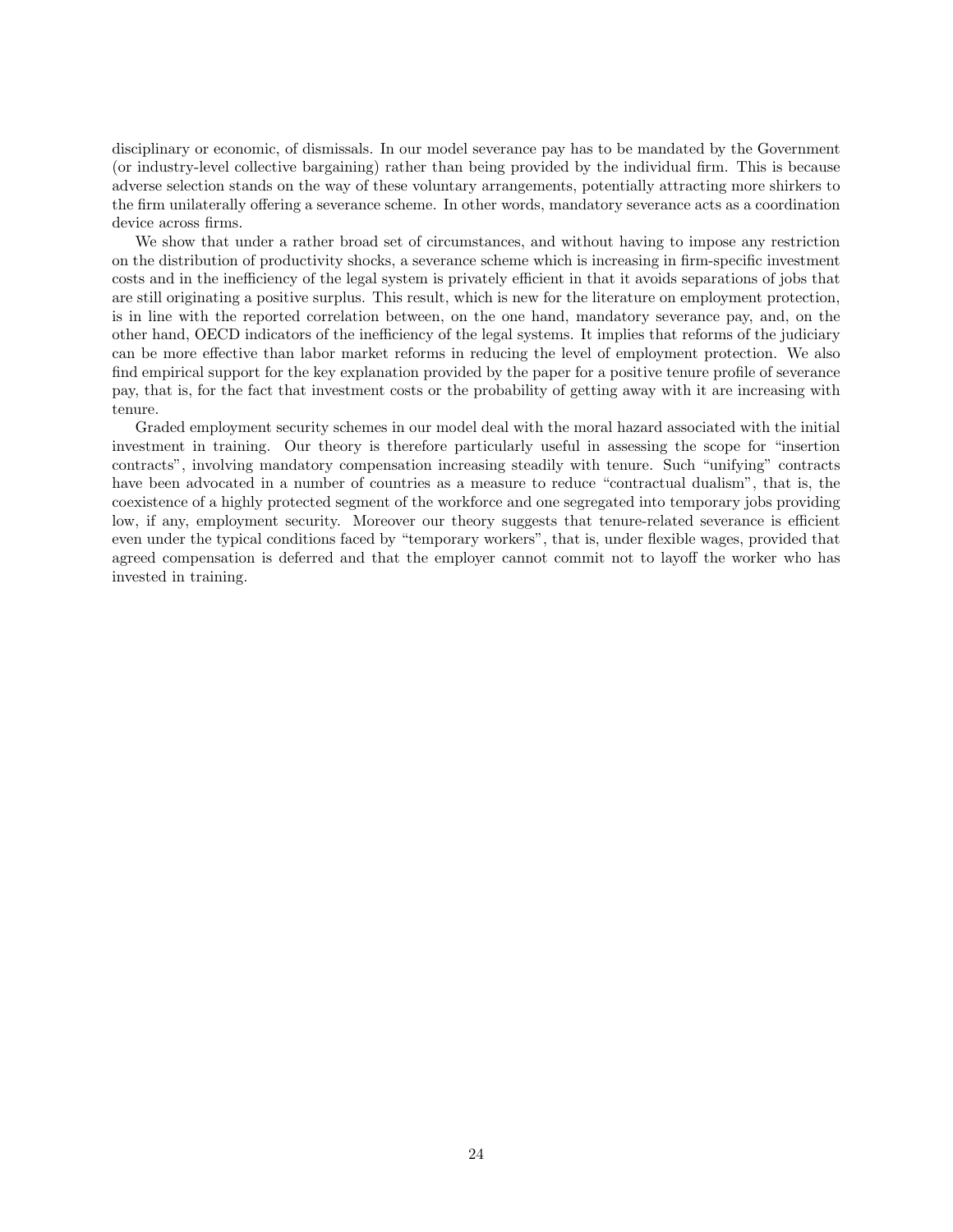disciplinary or economic, of dismissals. In our model severance pay has to be mandated by the Government (or industry-level collective bargaining) rather than being provided by the individual firm. This is because adverse selection stands on the way of these voluntary arrangements, potentially attracting more shirkers to the firm unilaterally offering a severance scheme. In other words, mandatory severance acts as a coordination device across firms.

We show that under a rather broad set of circumstances, and without having to impose any restriction on the distribution of productivity shocks, a severance scheme which is increasing in firm-specific investment costs and in the inefficiency of the legal system is privately efficient in that it avoids separations of jobs that are still originating a positive surplus. This result, which is new for the literature on employment protection, is in line with the reported correlation between, on the one hand, mandatory severance pay, and, on the other hand, OECD indicators of the inefficiency of the legal systems. It implies that reforms of the judiciary can be more effective than labor market reforms in reducing the level of employment protection. We also find empirical support for the key explanation provided by the paper for a positive tenure profile of severance pay, that is, for the fact that investment costs or the probability of getting away with it are increasing with tenure.

Graded employment security schemes in our model deal with the moral hazard associated with the initial investment in training. Our theory is therefore particularly useful in assessing the scope for "insertion contracts", involving mandatory compensation increasing steadily with tenure. Such "unifying" contracts have been advocated in a number of countries as a measure to reduce "contractual dualism", that is, the coexistence of a highly protected segment of the workforce and one segregated into temporary jobs providing low, if any, employment security. Moreover our theory suggests that tenure-related severance is efficient even under the typical conditions faced by "temporary workers", that is, under flexible wages, provided that agreed compensation is deferred and that the employer cannot commit not to layoff the worker who has invested in training.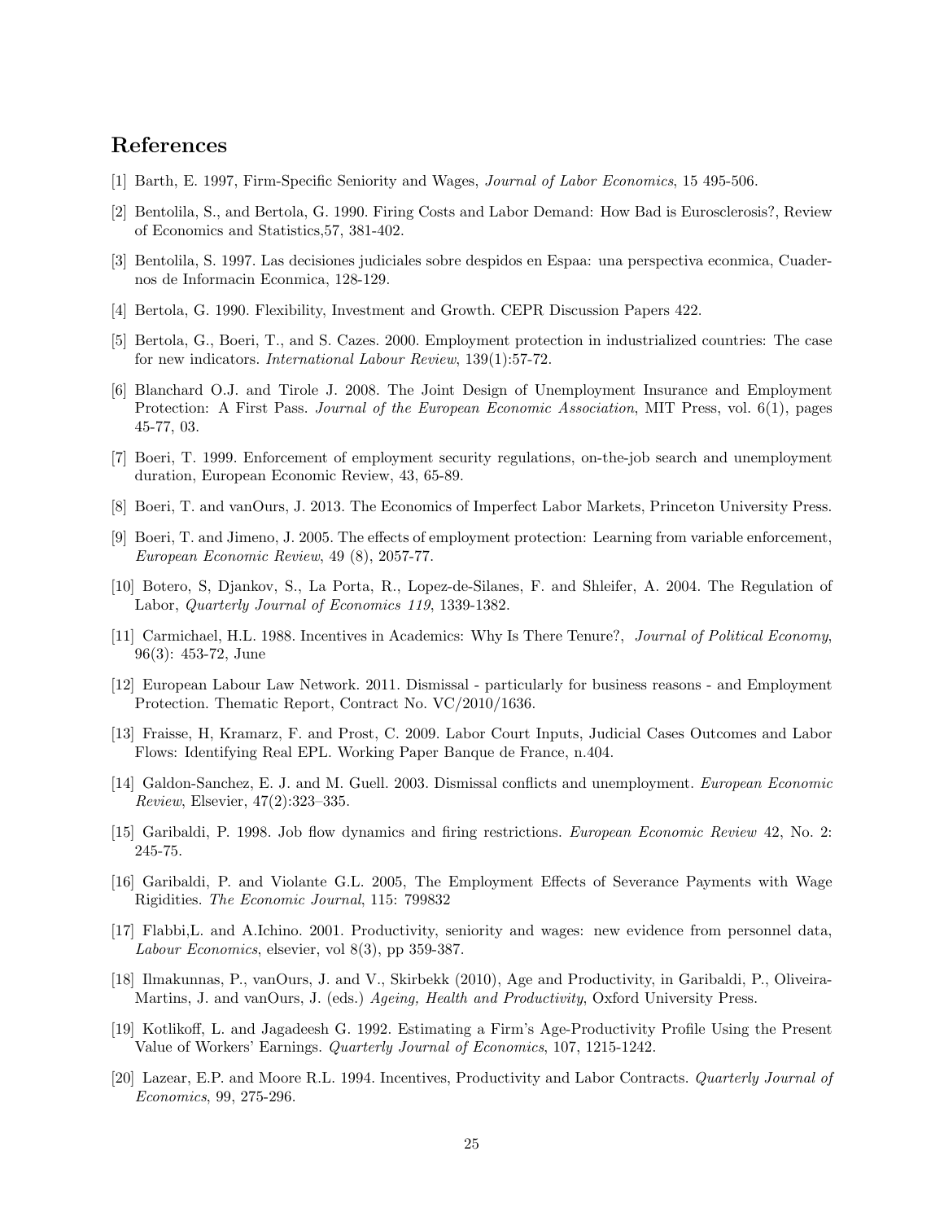## References

[1] Barth, E. 1997, Firm-Specific Seniority and Wages, *Journal of Labor Economics*, 15 495-506.

[2] Bentolila, S., and Bertola, G. 1990. Firing Costs and Labor Demand: How Bad is Eurosclerosis?, Review of Economics and Statistics,57, 381-402.

[3] Bentolila, S. 1997. Las decisiones judiciales sobre despidos en Espaa: una perspectiva econmica, Cuadernos de Informacin Econmica, 128-129.

[4] Bertola, G. 1990. Flexibility, Investment and Growth. CEPR Discussion Papers 422.

[5] Bertola, G., Boeri, T., and S. Cazes. 2000. Employment protection in industrialized countries: The case for new indicators. *International Labour Review*, 139(1):57-72.

[6] Blanchard O.J. and Tirole J. 2008. The Joint Design of Unemployment Insurance and Employment Protection: A First Pass. *Journal of the European Economic Association*, MIT Press, vol. 6(1), pages 45-77, 03.

[7] Boeri, T. 1999. Enforcement of employment security regulations, on-the-job search and unemployment duration, European Economic Review, 43, 65-89.

[8] Boeri, T. and vanOurs, J. 2013. The Economics of Imperfect Labor Markets, Princeton University Press.

[9] Boeri, T. and Jimeno, J. 2005. The effects of employment protection: Learning from variable enforcement, *European Economic Review*, 49 (8), 2057-77.

[10] Botero, S, Djankov, S., La Porta, R., Lopez-de-Silanes, F. and Shleifer, A. 2004. The Regulation of Labor, *Quarterly Journal of Economics 119*, 1339-1382.

[11] Carmichael, H.L. 1988. Incentives in Academics: Why Is There Tenure?, *Journal of Political Economy*, 96(3): 453-72, June

[12] European Labour Law Network. 2011. Dismissal - particularly for business reasons - and Employment Protection. Thematic Report, Contract No. VC/2010/1636.

[13] Fraisse, H, Kramarz, F. and Prost, C. 2009. Labor Court Inputs, Judicial Cases Outcomes and Labor Flows: Identifying Real EPL. Working Paper Banque de France, n.404.

[14] Galdon-Sanchez, E. J. and M. Guell. 2003. Dismissal conflicts and unemployment. *European Economic Review*, Elsevier, 47(2):323–335.

[15] Garibaldi, P. 1998. Job flow dynamics and firing restrictions. *European Economic Review* 42, No. 2: 245-75.

[16] Garibaldi, P. and Violante G.L. 2005, The Employment Effects of Severance Payments with Wage Rigidities. *The Economic Journal*, 115: 799832

[17] Flabbi,L. and A.Ichino. 2001. Productivity, seniority and wages: new evidence from personnel data, *Labour Economics*, elsevier, vol 8(3), pp 359-387.

[18] Ilmakunnas, P., vanOurs, J. and V., Skirbekk (2010), Age and Productivity, in Garibaldi, P., Oliveira-Martins, J. and vanOurs, J. (eds.) *Ageing, Health and Productivity*, Oxford University Press.

[19] Kotlikoff, L. and Jagadeesh G. 1992. Estimating a Firm's Age-Productivity Profile Using the Present Value of Workers' Earnings. *Quarterly Journal of Economics*, 107, 1215-1242.

[20] Lazear, E.P. and Moore R.L. 1994. Incentives, Productivity and Labor Contracts. *Quarterly Journal of Economics*, 99, 275-296.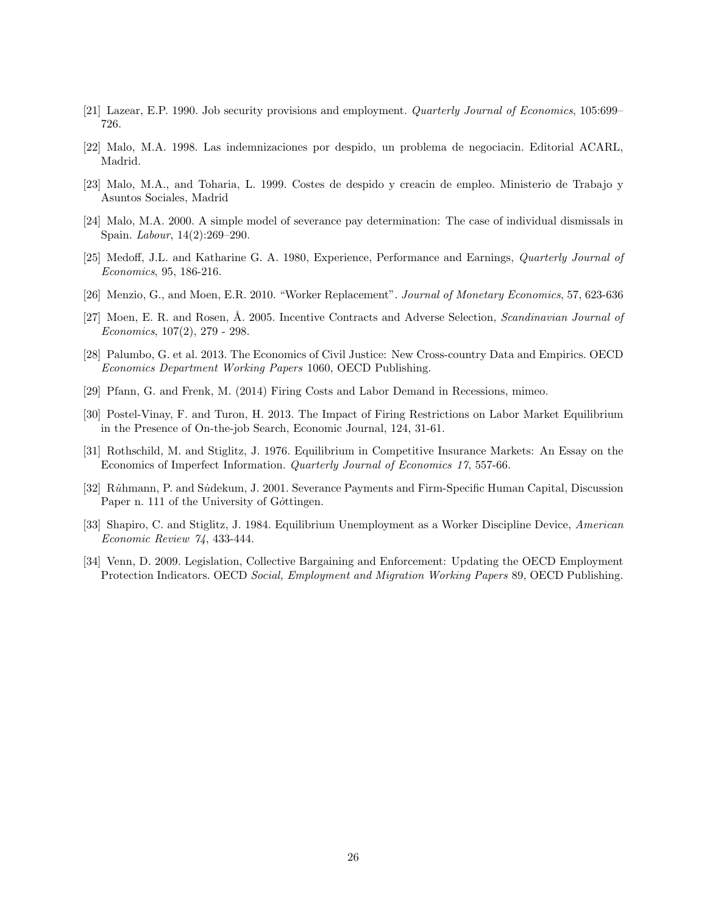[21] Lazear, E.P. 1990. Job security provisions and employment. *Quarterly Journal of Economics*, 105:699–726.

[22] Malo, M.A. 1998. Las indemnizaciones por despido, un problema de negociacin. Editorial ACARL, Madrid.

[23] Malo, M.A., and Toharia, L. 1999. Costes de despido y creacin de empleo. Ministerio de Trabajo y Asuntos Sociales, Madrid

[24] Malo, M.A. 2000. A simple model of severance pay determination: The case of individual dismissals in Spain. *Labour*, 14(2):269–290.

[25] Medoff, J.L. and Katharine G. A. 1980, Experience, Performance and Earnings, *Quarterly Journal of Economics*, 95, 186-216.

[26] Menzio, G., and Moen, E.R. 2010. "Worker Replacement". *Journal of Monetary Economics*, 57, 623-636

[27] Moen, E. R. and Rosen, Å. 2005. Incentive Contracts and Adverse Selection, *Scandinavian Journal of Economics*, 107(2), 279 - 298.

[28] Palumbo, G. et al. 2013. The Economics of Civil Justice: New Cross-country Data and Empirics. OECD *Economics Department Working Papers* 1060, OECD Publishing.

[29] Pfann, G. and Frenk, M. (2014) Firing Costs and Labor Demand in Recessions, mimeo.

[30] Postel-Vinay, F. and Turon, H. 2013. The Impact of Firing Restrictions on Labor Market Equilibrium in the Presence of On-the-job Search, Economic Journal, 124, 31-61.

[31] Rothschild, M. and Stiglitz, J. 1976. Equilibrium in Competitive Insurance Markets: An Essay on the Economics of Imperfect Information. *Quarterly Journal of Economics 17*, 557-66.

[32] Rủhmann, P. and Sủdekum, J. 2001. Severance Payments and Firm-Specific Human Capital, Discussion Paper n. 111 of the University of Gỏttingen.

[33] Shapiro, C. and Stiglitz, J. 1984. Equilibrium Unemployment as a Worker Discipline Device, *American Economic Review 74*, 433-444.

[34] Venn, D. 2009. Legislation, Collective Bargaining and Enforcement: Updating the OECD Employment Protection Indicators. OECD *Social, Employment and Migration Working Papers* 89, OECD Publishing.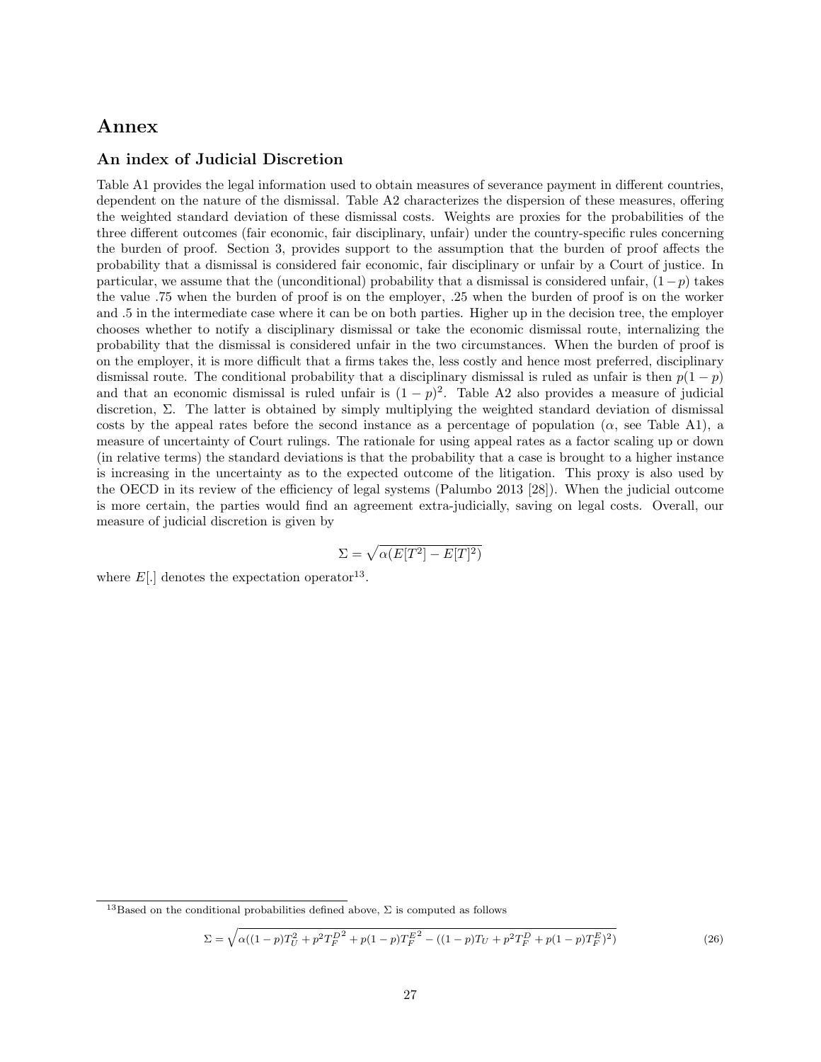# Annex

## An index of Judicial Discretion

Table A1 provides the legal information used to obtain measures of severance payment in different countries, dependent on the nature of the dismissal. Table A2 characterizes the dispersion of these measures, offering the weighted standard deviation of these dismissal costs. Weights are proxies for the probabilities of the three different outcomes (fair economic, fair disciplinary, unfair) under the country-specific rules concerning the burden of proof. Section 3, provides support to the assumption that the burden of proof affects the probability that a dismissal is considered fair economic, fair disciplinary or unfair by a Court of justice. In particular, we assume that the (unconditional) probability that a dismissal is considered unfair, $(1-p)$ takes the value .75 when the burden of proof is on the employer, .25 when the burden of proof is on the worker and .5 in the intermediate case where it can be on both parties. Higher up in the decision tree, the employer chooses whether to notify a disciplinary dismissal or take the economic dismissal route, internalizing the probability that the dismissal is considered unfair in the two circumstances. When the burden of proof is on the employer, it is more difficult that a firms takes the, less costly and hence most preferred, disciplinary dismissal route. The conditional probability that a disciplinary dismissal is ruled as unfair is then $p(1-p)$ and that an economic dismissal is ruled unfair is $(1-p)^2$. Table A2 also provides a measure of judicial discretion, $\Sigma$. The latter is obtained by simply multiplying the weighted standard deviation of dismissal costs by the appeal rates before the second instance as a percentage of population ($\alpha$, see Table A1), a measure of uncertainty of Court rulings. The rationale for using appeal rates as a factor scaling up or down (in relative terms) the standard deviations is that the probability that a case is brought to a higher instance is increasing in the uncertainty as to the expected outcome of the litigation. This proxy is also used by the OECD in its review of the efficiency of legal systems (Palumbo 2013 [28]). When the judicial outcome is more certain, the parties would find an agreement extra-judicially, saving on legal costs. Overall, our measure of judicial discretion is given by

$$\Sigma = \sqrt{\alpha(E[T^2] - E[T]^2)}$$

where $E[.]$ denotes the expectation operator[13].

---

[13] Based on the conditional probabilities defined above, $\Sigma$ is computed as follows

$$\Sigma = \sqrt{\alpha((1-p)T_U^2 + p^2 {T_F^D}^2 + p(1-p){T_F^E}^2 - ((1-p)T_U + p^2 T_F^D + p(1-p)T_F^E)^2)} \tag{26}$$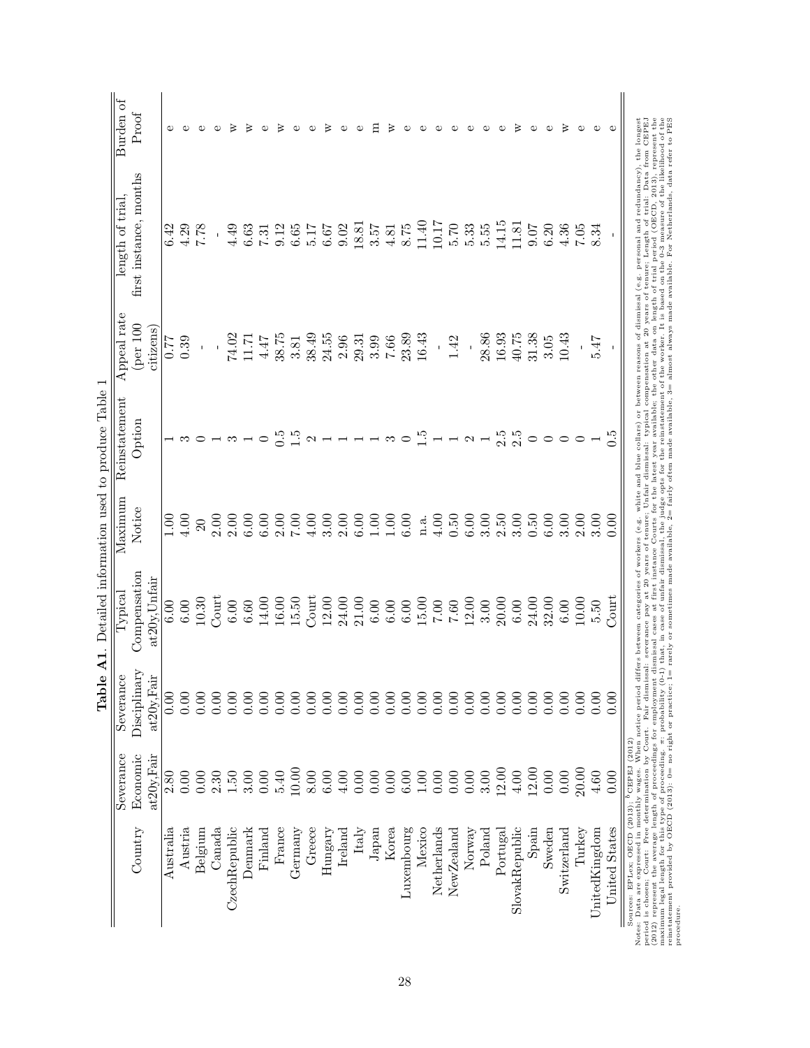**Table A1**. Detailed information used to produce Table 1

| Country | Severance Economic at20y,Fair | Severance Disciplinary at20y,Fair | Typical Compensation at20y,Unfair | Maximum Notice | Reinstatement Option | Appeal rate (per 100 citizens) | length of trial, first instance, months | Burden of Proof |
|---|---|---|---|---|---|---|---|---|
| Australia | 2.80 | 0.00 | 6.00 | 1.00 | 1 | 0.77 | 6.42 | e |
| Austria | 0.00 | 0.00 | 6.00 | 4.00 | 3 | 0.39 | 4.29 | e |
| Belgium | 0.00 | 0.00 | 10.30 | 20 | 0 | - | 7.78 | e |
| Canada | 2.30 | 0.00 | Court | 2.00 | 1 | - | - | e |
| CzechRepublic | 1.50 | 0.00 | 6.00 | 2.00 | 3 | 74.02 | 4.49 | w |
| Denmark | 3.00 | 0.00 | 6.60 | 6.00 | 1 | 11.71 | 6.63 | w |
| Finland | 0.00 | 0.00 | 14.00 | 6.00 | 0 | 4.47 | 7.31 | e |
| France | 5.40 | 0.00 | 16.00 | 2.00 | 0.5 | 38.75 | 9.12 | w |
| Germany | 10.00 | 0.00 | 15.50 | 7.00 | 1.5 | 3.81 | 6.65 | e |
| Greece | 8.00 | 0.00 | Court | 4.00 | 2 | 38.49 | 5.17 | e |
| Hungary | 6.00 | 0.00 | 12.00 | 3.00 | 1 | 24.55 | 6.67 | w |
| Ireland | 4.00 | 0.00 | 24.00 | 2.00 | 1 | 2.96 | 9.02 | e |
| Italy | 0.00 | 0.00 | 21.00 | 6.00 | 1 | 29.31 | 18.81 | e |
| Japan | 0.00 | 0.00 | 6.00 | 1.00 | 1 | 3.99 | 3.57 | m |
| Korea | 0.00 | 0.00 | 6.00 | 1.00 | 3 | 7.66 | 4.81 | w |
| Luxembourg | 6.00 | 0.00 | 6.00 | 6.00 | 0 | 23.89 | 8.75 | e |
| Mexico | 1.00 | 0.00 | 15.00 | n.a. | 1.5 | 16.43 | 11.40 | e |
| Netherlands | 0.00 | 0.00 | 7.00 | 4.00 | 1 | - | 10.17 | e |
| NewZealand | 0.00 | 0.00 | 7.60 | 0.50 | 1 | 1.42 | 5.70 | e |
| Norway | 0.00 | 0.00 | 12.00 | 6.00 | 2 | - | 5.33 | e |
| Poland | 3.00 | 0.00 | 3.00 | 3.00 | 1 | 28.86 | 5.55 | e |
| Portugal | 12.00 | 0.00 | 20.00 | 2.50 | 2.5 | 16.93 | 14.15 | e |
| SlovakRepublic | 4.00 | 0.00 | 6.00 | 3.00 | 2.5 | 40.75 | 11.81 | w |
| Spain | 12.00 | 0.00 | 24.00 | 0.50 | 0 | 31.38 | 9.07 | e |
| Sweden | 0.00 | 0.00 | 32.00 | 6.00 | 0 | 3.05 | 6.20 | e |
| Switzerland | 0.00 | 0.00 | 6.00 | 3.00 | 0 | 10.43 | 4.36 | w |
| Turkey | 20.00 | 0.00 | 10.00 | 2.00 | 0 | - | 7.05 | e |
| UnitedKingdom | 4.60 | 0.00 | 5.50 | 3.00 | 1 | 5.47 | 8.34 | e |
| United States | 0.00 | 0.00 | Court | 0.00 | 0.5 | - | - | e |

Sources: EPLex; OECD (2013); [b]CEPEJ (2012)

Notes: Data are expressed in monthly wages. When notice period differs between categories of workers (e.g. white and blue collars) or between reasons of dismissal (e.g. personal and redundancy), the longest period is chosen; Court: Free determination by Court. Fair dismissal: severance pay at 20 years of tenure; Unfair dismissal: typical compensation at 20 years of tenure; Length of trial: Data from CEPEJ (2012) represent the average length of proceedings for employment dismissal cases at first instance Courts for the latest year available; the other data on length of trial period (OECD, 2013), represent the maximum legal length for this type of proceeding. $\pi$: probability (0-1) that, in case of unfair dismissal, the judge opts for the reinstatement of the worker. It is based on the 0-3 measure of the likelihood of reinstatement provided by OECD (2013): 0= no right or practice; 1= rarely or sometimes made available, 2= fairly often made available, 3= almost always made available. For Netherlands, data refer to PES procedure.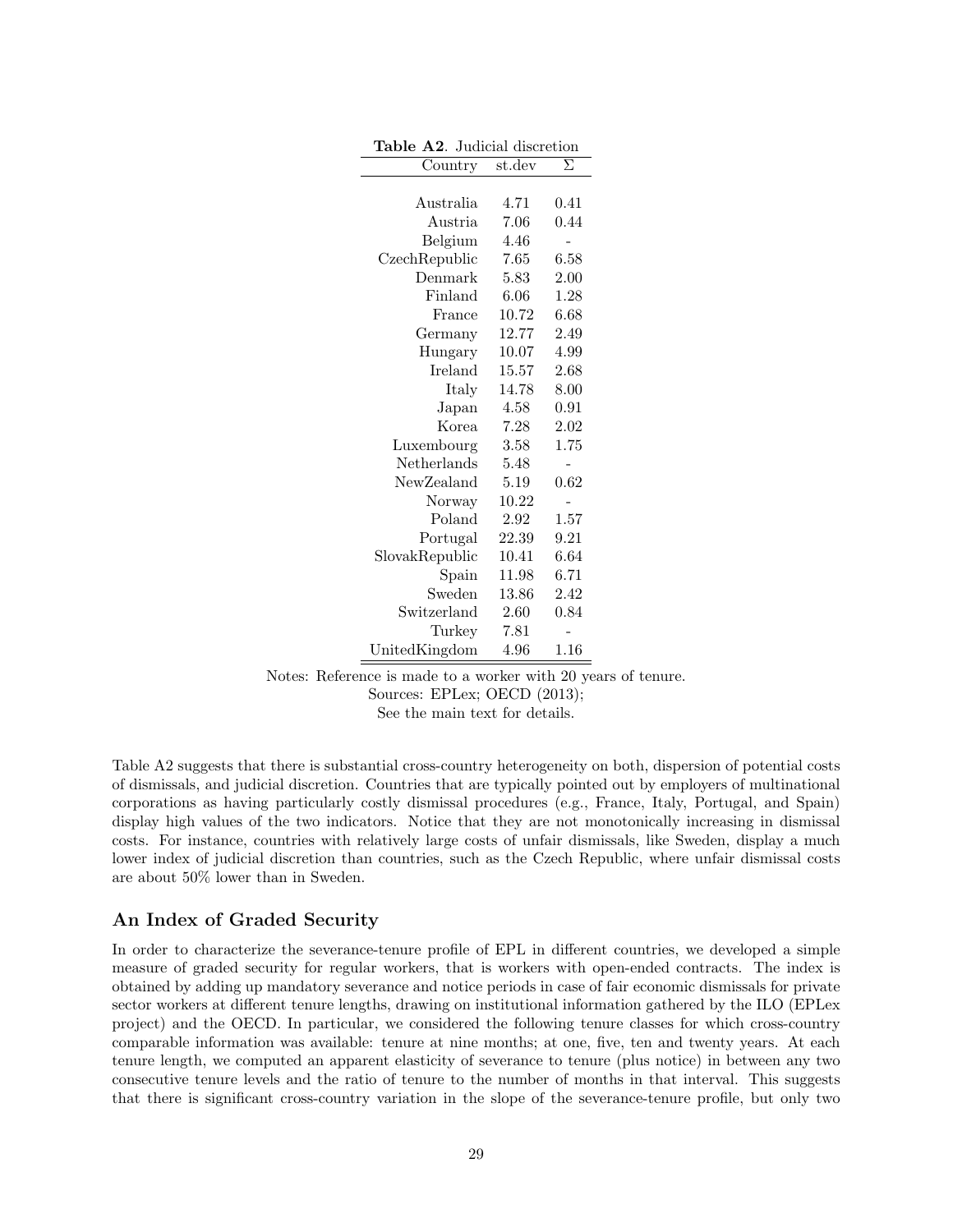**Table A2**. Judicial discretion

| Country | st.dev | $\Sigma$ |
|---|---|---|
| Australia | 4.71 | 0.41 |
| Austria | 7.06 | 0.44 |
| Belgium | 4.46 | - |
| CzechRepublic | 7.65 | 6.58 |
| Denmark | 5.83 | 2.00 |
| Finland | 6.06 | 1.28 |
| France | 10.72 | 6.68 |
| Germany | 12.77 | 2.49 |
| Hungary | 10.07 | 4.99 |
| Ireland | 15.57 | 2.68 |
| Italy | 14.78 | 8.00 |
| Japan | 4.58 | 0.91 |
| Korea | 7.28 | 2.02 |
| Luxembourg | 3.58 | 1.75 |
| Netherlands | 5.48 | - |
| NewZealand | 5.19 | 0.62 |
| Norway | 10.22 | - |
| Poland | 2.92 | 1.57 |
| Portugal | 22.39 | 9.21 |
| SlovakRepublic | 10.41 | 6.64 |
| Spain | 11.98 | 6.71 |
| Sweden | 13.86 | 2.42 |
| Switzerland | 2.60 | 0.84 |
| Turkey | 7.81 | - |
| UnitedKingdom | 4.96 | 1.16 |

Notes: Reference is made to a worker with 20 years of tenure.
Sources: EPLex; OECD (2013);
See the main text for details.

Table A2 suggests that there is substantial cross-country heterogeneity on both, dispersion of potential costs of dismissals, and judicial discretion. Countries that are typically pointed out by employers of multinational corporations as having particularly costly dismissal procedures (e.g., France, Italy, Portugal, and Spain) display high values of the two indicators. Notice that they are not monotonically increasing in dismissal costs. For instance, countries with relatively large costs of unfair dismissals, like Sweden, display a much lower index of judicial discretion than countries, such as the Czech Republic, where unfair dismissal costs are about 50% lower than in Sweden.

## An Index of Graded Security

In order to characterize the severance-tenure profile of EPL in different countries, we developed a simple measure of graded security for regular workers, that is workers with open-ended contracts. The index is obtained by adding up mandatory severance and notice periods in case of fair economic dismissals for private sector workers at different tenure lengths, drawing on institutional information gathered by the ILO (EPLex project) and the OECD. In particular, we considered the following tenure classes for which cross-country comparable information was available: tenure at nine months; at one, five, ten and twenty years. At each tenure length, we computed an apparent elasticity of severance to tenure (plus notice) in between any two consecutive tenure levels and the ratio of tenure to the number of months in that interval. This suggests that there is significant cross-country variation in the slope of the severance-tenure profile, but only two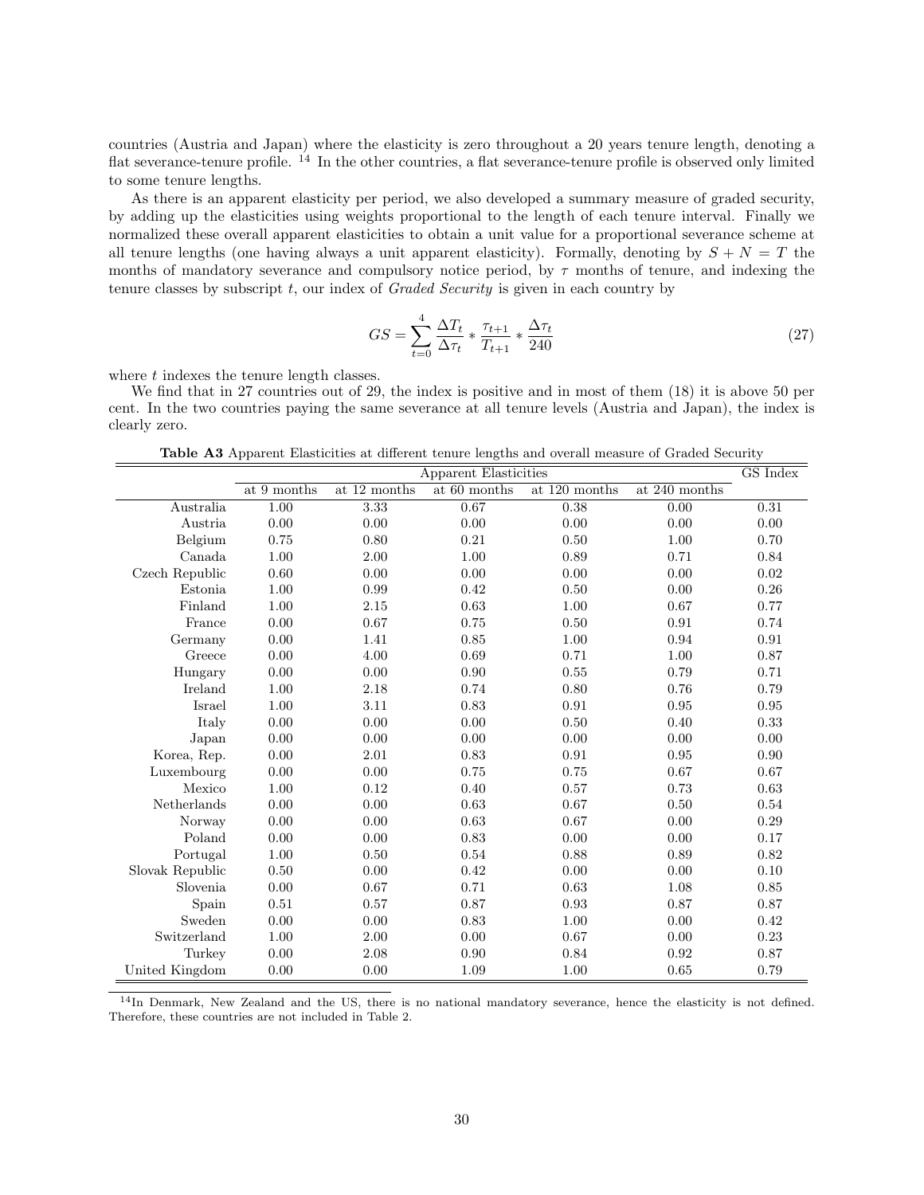countries (Austria and Japan) where the elasticity is zero throughout a 20 years tenure length, denoting a flat severance-tenure profile. [14] In the other countries, a flat severance-tenure profile is observed only limited to some tenure lengths.

As there is an apparent elasticity per period, we also developed a summary measure of graded security, by adding up the elasticities using weights proportional to the length of each tenure interval. Finally we normalized these overall apparent elasticities to obtain a unit value for a proportional severance scheme at all tenure lengths (one having always a unit apparent elasticity). Formally, denoting by $S + N = T$ the months of mandatory severance and compulsory notice period, by $\tau$ months of tenure, and indexing the tenure classes by subscript $t$, our index of *Graded Security* is given in each country by

$$GS = \sum_{t=0}^{4} \frac{\Delta T_t}{\Delta \tau_t} * \frac{\tau_{t+1}}{T_{t+1}} * \frac{\Delta \tau_t}{240} \tag{27}$$

where $t$ indexes the tenure length classes.

We find that in 27 countries out of 29, the index is positive and in most of them (18) it is above 50 per cent. In the two countries paying the same severance at all tenure levels (Austria and Japan), the index is clearly zero.

**Table A3** Apparent Elasticities at different tenure lengths and overall measure of Graded Security

| | Apparent Elasticities | | | | | GS Index |
|---|---|---|---|---|---|---|
| | at 9 months | at 12 months | at 60 months | at 120 months | at 240 months | |
| Australia | 1.00 | 3.33 | 0.67 | 0.38 | 0.00 | 0.31 |
| Austria | 0.00 | 0.00 | 0.00 | 0.00 | 0.00 | 0.00 |
| Belgium | 0.75 | 0.80 | 0.21 | 0.50 | 1.00 | 0.70 |
| Canada | 1.00 | 2.00 | 1.00 | 0.89 | 0.71 | 0.84 |
| Czech Republic | 0.60 | 0.00 | 0.00 | 0.00 | 0.00 | 0.02 |
| Estonia | 1.00 | 0.99 | 0.42 | 0.50 | 0.00 | 0.26 |
| Finland | 1.00 | 2.15 | 0.63 | 1.00 | 0.67 | 0.77 |
| France | 0.00 | 0.67 | 0.75 | 0.50 | 0.91 | 0.74 |
| Germany | 0.00 | 1.41 | 0.85 | 1.00 | 0.94 | 0.91 |
| Greece | 0.00 | 4.00 | 0.69 | 0.71 | 1.00 | 0.87 |
| Hungary | 0.00 | 0.00 | 0.90 | 0.55 | 0.79 | 0.71 |
| Ireland | 1.00 | 2.18 | 0.74 | 0.80 | 0.76 | 0.79 |
| Israel | 1.00 | 3.11 | 0.83 | 0.91 | 0.95 | 0.95 |
| Italy | 0.00 | 0.00 | 0.00 | 0.50 | 0.40 | 0.33 |
| Japan | 0.00 | 0.00 | 0.00 | 0.00 | 0.00 | 0.00 |
| Korea, Rep. | 0.00 | 2.01 | 0.83 | 0.91 | 0.95 | 0.90 |
| Luxembourg | 0.00 | 0.00 | 0.75 | 0.75 | 0.67 | 0.67 |
| Mexico | 1.00 | 0.12 | 0.40 | 0.57 | 0.73 | 0.63 |
| Netherlands | 0.00 | 0.00 | 0.63 | 0.67 | 0.50 | 0.54 |
| Norway | 0.00 | 0.00 | 0.63 | 0.67 | 0.00 | 0.29 |
| Poland | 0.00 | 0.00 | 0.83 | 0.00 | 0.00 | 0.17 |
| Portugal | 1.00 | 0.50 | 0.54 | 0.88 | 0.89 | 0.82 |
| Slovak Republic | 0.50 | 0.00 | 0.42 | 0.00 | 0.00 | 0.10 |
| Slovenia | 0.00 | 0.67 | 0.71 | 0.63 | 1.08 | 0.85 |
| Spain | 0.51 | 0.57 | 0.87 | 0.93 | 0.87 | 0.87 |
| Sweden | 0.00 | 0.00 | 0.83 | 1.00 | 0.00 | 0.42 |
| Switzerland | 1.00 | 2.00 | 0.00 | 0.67 | 0.00 | 0.23 |
| Turkey | 0.00 | 2.08 | 0.90 | 0.84 | 0.92 | 0.87 |
| United Kingdom | 0.00 | 0.00 | 1.09 | 1.00 | 0.65 | 0.79 |

[14] In Denmark, New Zealand and the US, there is no national mandatory severance, hence the elasticity is not defined. Therefore, these countries are not included in Table 2.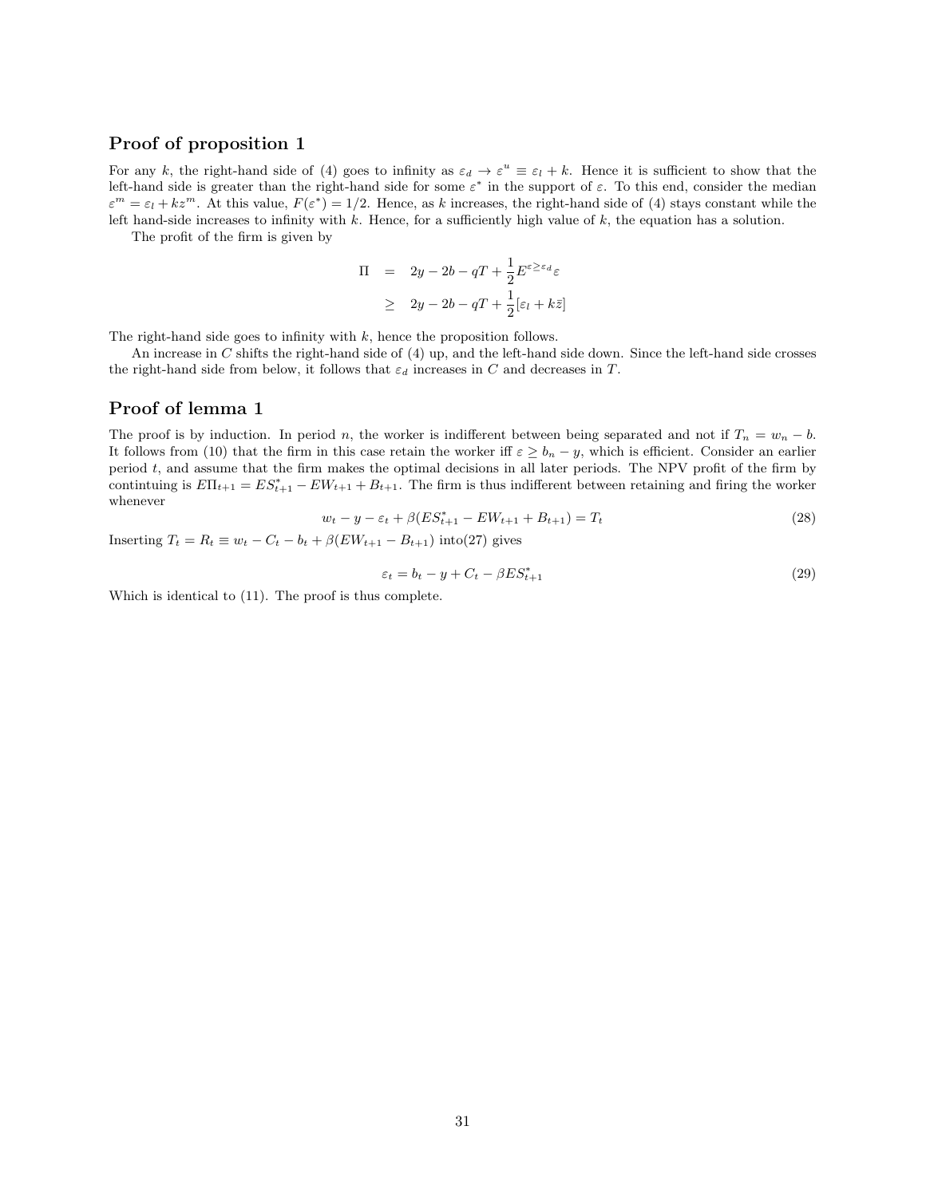## Proof of proposition 1

For any $k$, the right-hand side of (4) goes to infinity as $\varepsilon_d \to \varepsilon^u \equiv \varepsilon_l + k$. Hence it is sufficient to show that the left-hand side is greater than the right-hand side for some $\varepsilon^*$ in the support of $\varepsilon$. To this end, consider the median $\varepsilon^m = \varepsilon_l + kz^m$. At this value, $F(\varepsilon^*) = 1/2$. Hence, as $k$ increases, the right-hand side of (4) stays constant while the left hand-side increases to infinity with $k$. Hence, for a sufficiently high value of $k$, the equation has a solution.

The profit of the firm is given by

$$
\begin{aligned}
\Pi &= 2y - 2b - qT + \frac{1}{2}E^{\varepsilon \geq \varepsilon_d}\varepsilon \\
&\geq 2y - 2b - qT + \frac{1}{2}[\varepsilon_l + k\bar{z}]
\end{aligned}
$$

The right-hand side goes to infinity with $k$, hence the proposition follows.

An increase in $C$ shifts the right-hand side of (4) up, and the left-hand side down. Since the left-hand side crosses the right-hand side from below, it follows that $\varepsilon_d$ increases in $C$ and decreases in $T$.

## Proof of lemma 1

The proof is by induction. In period $n$, the worker is indifferent between being separated and not if $T_n = w_n - b$. It follows from (10) that the firm in this case retain the worker iff $\varepsilon \geq b_n - y$, which is efficient. Consider an earlier period $t$, and assume that the firm makes the optimal decisions in all later periods. The NPV profit of the firm by contintuing is $E\Pi_{t+1} = ES^*_{t+1} - EW_{t+1} + B_{t+1}$. The firm is thus indifferent between retaining and firing the worker whenever

$$
w_t - y - \varepsilon_t + \beta(ES^*_{t+1} - EW_{t+1} + B_{t+1}) = T_t \tag{28}
$$

Inserting $T_t = R_t \equiv w_t - C_t - b_t + \beta(EW_{t+1} - B_{t+1})$ into(27) gives

$$
\varepsilon_t = b_t - y + C_t - \beta ES^*_{t+1} \tag{29}
$$

Which is identical to (11). The proof is thus complete.